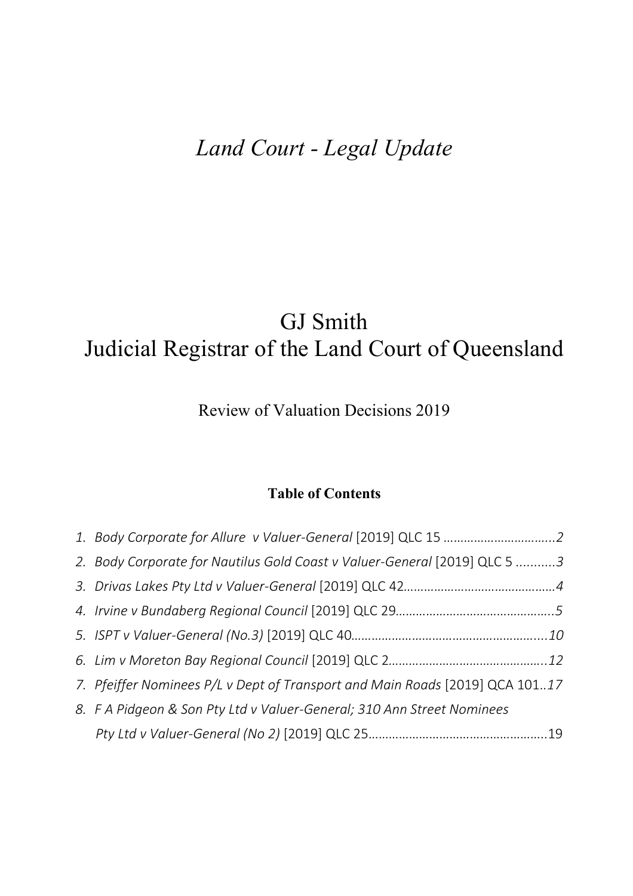# *Land Court - Legal Update*

## GJ Smith
## Judicial Registrar of the Land Court of Queensland

Review of Valuation Decisions 2019

### Table of Contents

1. *Body Corporate for Allure v Valuer-General* [2019] QLC 15 ................................*2*
2. *Body Corporate for Nautilus Gold Coast v Valuer-General* [2019] QLC 5 ...........*3*
3. *Drivas Lakes Pty Ltd v Valuer-General* [2019] QLC 42............................................*4*
4. *Irvine v Bundaberg Regional Council* [2019] QLC 29..............................................*5*
5. *ISPT v Valuer-General (No.3)* [2019] QLC 40.........................................................*10*
6. *Lim v Moreton Bay Regional Council* [2019] QLC 2..............................................*12*
7. *Pfeiffer Nominees P/L v Dept of Transport and Main Roads* [2019] QCA 101..*17*
8. *F A Pidgeon & Son Pty Ltd v Valuer-General; 310 Ann Street Nominees Pty Ltd v Valuer-General (No 2)* [2019] QLC 25...................................................19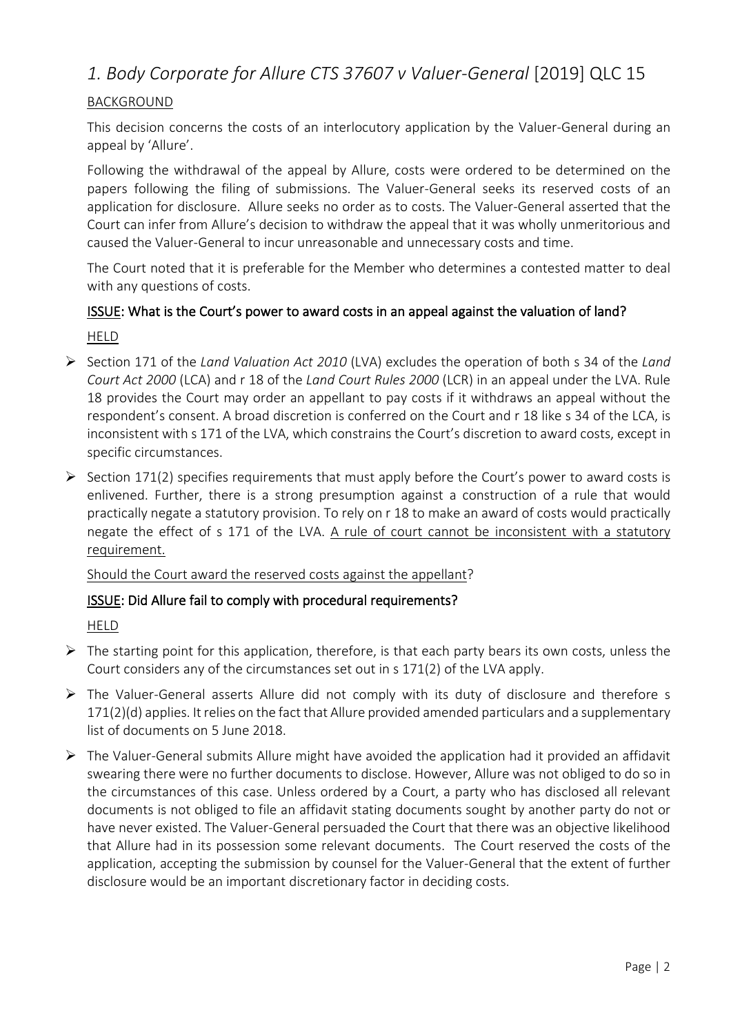## *1. Body Corporate for Allure CTS 37607 v Valuer-General* [2019] QLC 15

BACKGROUND

This decision concerns the costs of an interlocutory application by the Valuer-General during an appeal by 'Allure'.

Following the withdrawal of the appeal by Allure, costs were ordered to be determined on the papers following the filing of submissions. The Valuer-General seeks its reserved costs of an application for disclosure. Allure seeks no order as to costs. The Valuer-General asserted that the Court can infer from Allure's decision to withdraw the appeal that it was wholly unmeritorious and caused the Valuer-General to incur unreasonable and unnecessary costs and time.

The Court noted that it is preferable for the Member who determines a contested matter to deal with any questions of costs.

**ISSUE: What is the Court's power to award costs in an appeal against the valuation of land?**

HELD

- Section 171 of the *Land Valuation Act 2010* (LVA) excludes the operation of both s 34 of the *Land Court Act 2000* (LCA) and r 18 of the *Land Court Rules 2000* (LCR) in an appeal under the LVA. Rule 18 provides the Court may order an appellant to pay costs if it withdraws an appeal without the respondent's consent. A broad discretion is conferred on the Court and r 18 like s 34 of the LCA, is inconsistent with s 171 of the LVA, which constrains the Court's discretion to award costs, except in specific circumstances.
- Section 171(2) specifies requirements that must apply before the Court's power to award costs is enlivened. Further, there is a strong presumption against a construction of a rule that would practically negate a statutory provision. To rely on r 18 to make an award of costs would practically negate the effect of s 171 of the LVA. A rule of court cannot be inconsistent with a statutory requirement.

Should the Court award the reserved costs against the appellant?

**ISSUE: Did Allure fail to comply with procedural requirements?**

HELD

- The starting point for this application, therefore, is that each party bears its own costs, unless the Court considers any of the circumstances set out in s 171(2) of the LVA apply.
- The Valuer-General asserts Allure did not comply with its duty of disclosure and therefore s 171(2)(d) applies. It relies on the fact that Allure provided amended particulars and a supplementary list of documents on 5 June 2018.
- The Valuer-General submits Allure might have avoided the application had it provided an affidavit swearing there were no further documents to disclose. However, Allure was not obliged to do so in the circumstances of this case. Unless ordered by a Court, a party who has disclosed all relevant documents is not obliged to file an affidavit stating documents sought by another party do not or have never existed. The Valuer-General persuaded the Court that there was an objective likelihood that Allure had in its possession some relevant documents. The Court reserved the costs of the application, accepting the submission by counsel for the Valuer-General that the extent of further disclosure would be an important discretionary factor in deciding costs.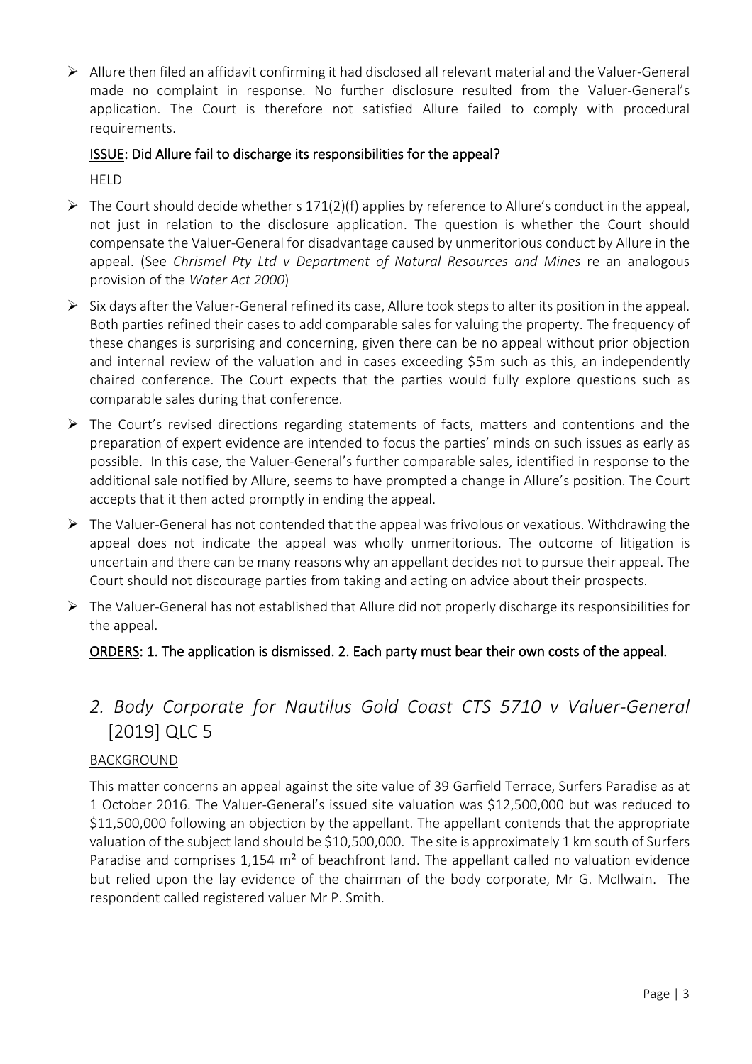- Allure then filed an affidavit confirming it had disclosed all relevant material and the Valuer-General made no complaint in response. No further disclosure resulted from the Valuer-General's application. The Court is therefore not satisfied Allure failed to comply with procedural requirements.

**<u>ISSUE</u>: Did Allure fail to discharge its responsibilities for the appeal?**

<u>HELD</u>

- The Court should decide whether s 171(2)(f) applies by reference to Allure's conduct in the appeal, not just in relation to the disclosure application. The question is whether the Court should compensate the Valuer-General for disadvantage caused by unmeritorious conduct by Allure in the appeal. (See *Chrismel Pty Ltd v Department of Natural Resources and Mines* re an analogous provision of the *Water Act 2000*)
- Six days after the Valuer-General refined its case, Allure took steps to alter its position in the appeal. Both parties refined their cases to add comparable sales for valuing the property. The frequency of these changes is surprising and concerning, given there can be no appeal without prior objection and internal review of the valuation and in cases exceeding $5m such as this, an independently chaired conference. The Court expects that the parties would fully explore questions such as comparable sales during that conference.
- The Court's revised directions regarding statements of facts, matters and contentions and the preparation of expert evidence are intended to focus the parties' minds on such issues as early as possible. In this case, the Valuer-General's further comparable sales, identified in response to the additional sale notified by Allure, seems to have prompted a change in Allure's position. The Court accepts that it then acted promptly in ending the appeal.
- The Valuer-General has not contended that the appeal was frivolous or vexatious. Withdrawing the appeal does not indicate the appeal was wholly unmeritorious. The outcome of litigation is uncertain and there can be many reasons why an appellant decides not to pursue their appeal. The Court should not discourage parties from taking and acting on advice about their prospects.
- The Valuer-General has not established that Allure did not properly discharge its responsibilities for the appeal.

**<u>ORDERS</u>: 1. The application is dismissed. 2. Each party must bear their own costs of the appeal.**

## *2. Body Corporate for Nautilus Gold Coast CTS 5710 v Valuer-General* [2019] QLC 5

<u>BACKGROUND</u>

This matter concerns an appeal against the site value of 39 Garfield Terrace, Surfers Paradise as at 1 October 2016. The Valuer-General's issued site valuation was $12,500,000 but was reduced to $11,500,000 following an objection by the appellant. The appellant contends that the appropriate valuation of the subject land should be $10,500,000. The site is approximately 1 km south of Surfers Paradise and comprises 1,154 m² of beachfront land. The appellant called no valuation evidence but relied upon the lay evidence of the chairman of the body corporate, Mr G. McIlwain. The respondent called registered valuer Mr P. Smith.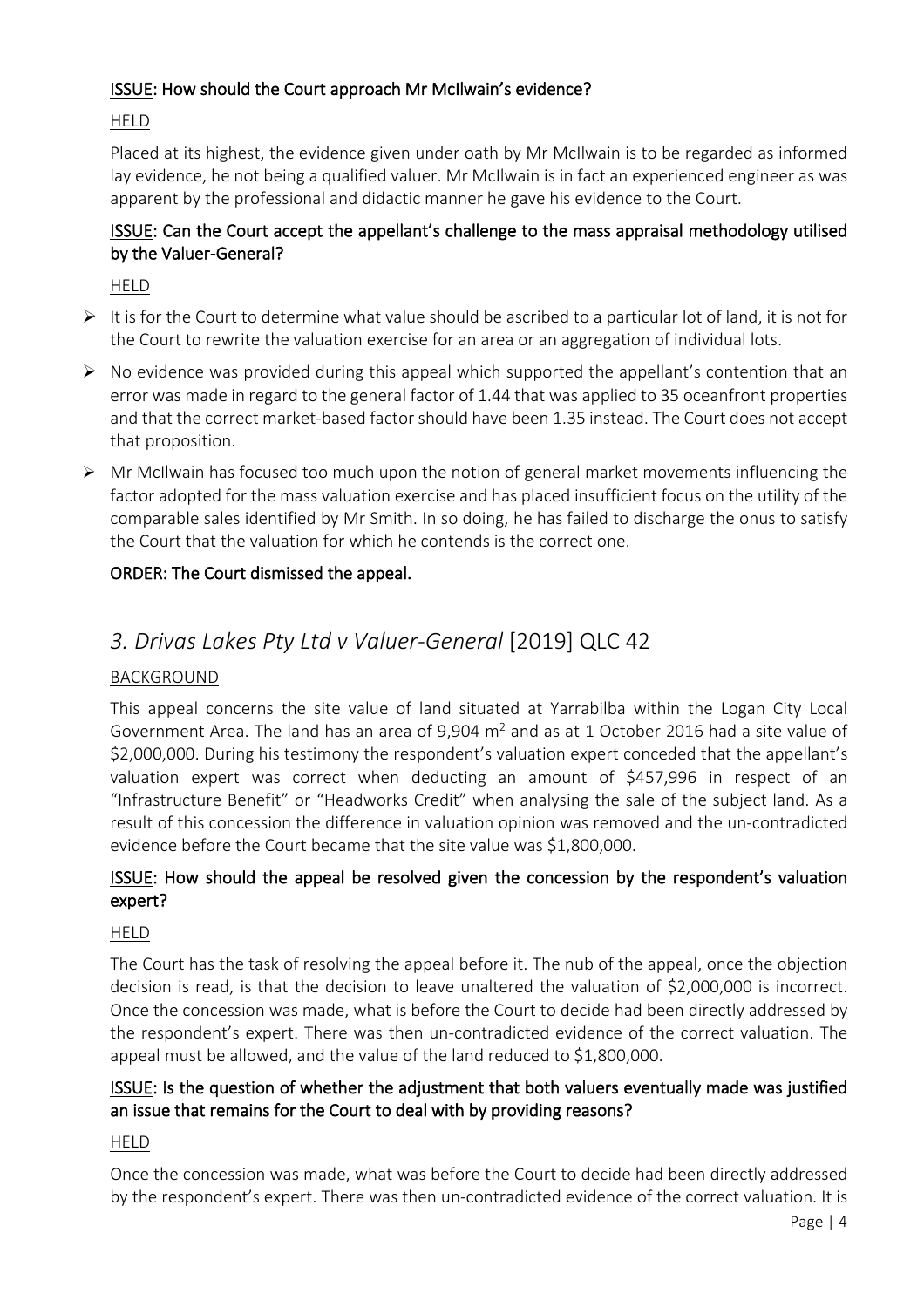**ISSUE: How should the Court approach Mr McIlwain's evidence?**

HELD

Placed at its highest, the evidence given under oath by Mr McIlwain is to be regarded as informed lay evidence, he not being a qualified valuer. Mr McIlwain is in fact an experienced engineer as was apparent by the professional and didactic manner he gave his evidence to the Court.

**ISSUE: Can the Court accept the appellant's challenge to the mass appraisal methodology utilised by the Valuer-General?**

HELD

- It is for the Court to determine what value should be ascribed to a particular lot of land, it is not for the Court to rewrite the valuation exercise for an area or an aggregation of individual lots.
- No evidence was provided during this appeal which supported the appellant's contention that an error was made in regard to the general factor of 1.44 that was applied to 35 oceanfront properties and that the correct market-based factor should have been 1.35 instead. The Court does not accept that proposition.
- Mr McIlwain has focused too much upon the notion of general market movements influencing the factor adopted for the mass valuation exercise and has placed insufficient focus on the utility of the comparable sales identified by Mr Smith. In so doing, he has failed to discharge the onus to satisfy the Court that the valuation for which he contends is the correct one.

**ORDER: The Court dismissed the appeal.**

## *3. Drivas Lakes Pty Ltd v Valuer-General* [2019] QLC 42

BACKGROUND

This appeal concerns the site value of land situated at Yarrabilba within the Logan City Local Government Area. The land has an area of 9,904 $m^2$ and as at 1 October 2016 had a site value of \$2,000,000. During his testimony the respondent's valuation expert conceded that the appellant's valuation expert was correct when deducting an amount of \$457,996 in respect of an "Infrastructure Benefit" or "Headworks Credit" when analysing the sale of the subject land. As a result of this concession the difference in valuation opinion was removed and the un-contradicted evidence before the Court became that the site value was \$1,800,000.

**ISSUE: How should the appeal be resolved given the concession by the respondent's valuation expert?**

HELD

The Court has the task of resolving the appeal before it. The nub of the appeal, once the objection decision is read, is that the decision to leave unaltered the valuation of \$2,000,000 is incorrect. Once the concession was made, what is before the Court to decide had been directly addressed by the respondent's expert. There was then un-contradicted evidence of the correct valuation. The appeal must be allowed, and the value of the land reduced to \$1,800,000.

**ISSUE: Is the question of whether the adjustment that both valuers eventually made was justified an issue that remains for the Court to deal with by providing reasons?**

HELD

Once the concession was made, what was before the Court to decide had been directly addressed by the respondent's expert. There was then un-contradicted evidence of the correct valuation. It is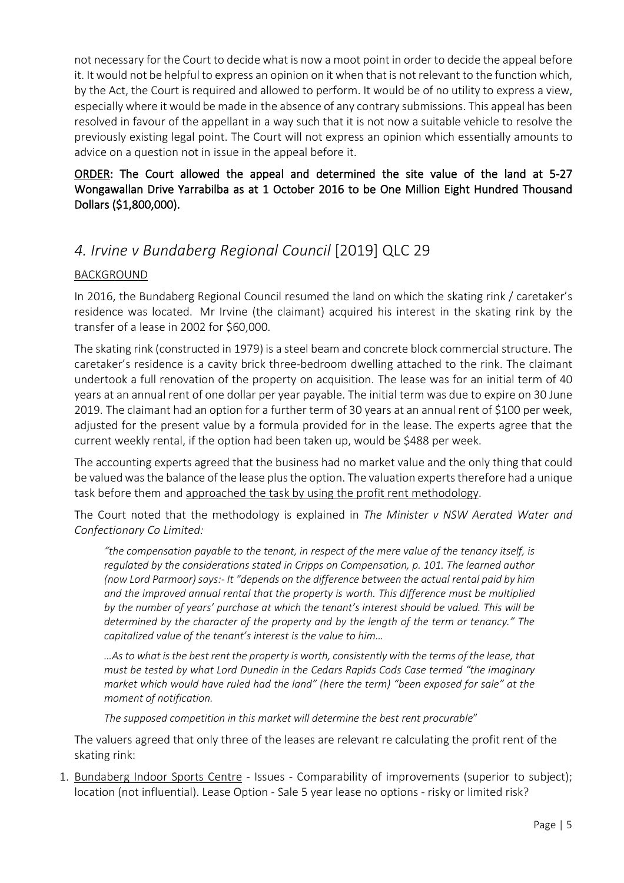not necessary for the Court to decide what is now a moot point in order to decide the appeal before it. It would not be helpful to express an opinion on it when that is not relevant to the function which, by the Act, the Court is required and allowed to perform. It would be of no utility to express a view, especially where it would be made in the absence of any contrary submissions. This appeal has been resolved in favour of the appellant in a way such that it is not now a suitable vehicle to resolve the previously existing legal point. The Court will not express an opinion which essentially amounts to advice on a question not in issue in the appeal before it.

**<u>ORDER</u>: The Court allowed the appeal and determined the site value of the land at 5-27 Wongawallan Drive Yarrabilba as at 1 October 2016 to be One Million Eight Hundred Thousand Dollars ($1,800,000).**

## *4. Irvine v Bundaberg Regional Council* [2019] QLC 29

<u>BACKGROUND</u>

In 2016, the Bundaberg Regional Council resumed the land on which the skating rink / caretaker's residence was located. Mr Irvine (the claimant) acquired his interest in the skating rink by the transfer of a lease in 2002 for $60,000.

The skating rink (constructed in 1979) is a steel beam and concrete block commercial structure. The caretaker's residence is a cavity brick three-bedroom dwelling attached to the rink. The claimant undertook a full renovation of the property on acquisition. The lease was for an initial term of 40 years at an annual rent of one dollar per year payable. The initial term was due to expire on 30 June 2019. The claimant had an option for a further term of 30 years at an annual rent of $100 per week, adjusted for the present value by a formula provided for in the lease. The experts agree that the current weekly rental, if the option had been taken up, would be $488 per week.

The accounting experts agreed that the business had no market value and the only thing that could be valued was the balance of the lease plus the option. The valuation experts therefore had a unique task before them and <u>approached the task by using the profit rent methodology</u>.

The Court noted that the methodology is explained in *The Minister v NSW Aerated Water and Confectionary Co Limited:*

> *"the compensation payable to the tenant, in respect of the mere value of the tenancy itself, is regulated by the considerations stated in Cripps on Compensation, p. 101. The learned author (now Lord Parmoor) says:- It "depends on the difference between the actual rental paid by him and the improved annual rental that the property is worth. This difference must be multiplied by the number of years' purchase at which the tenant's interest should be valued. This will be determined by the character of the property and by the length of the term or tenancy." The capitalized value of the tenant's interest is the value to him…*
>
> *…As to what is the best rent the property is worth, consistently with the terms of the lease, that must be tested by what Lord Dunedin in the Cedars Rapids Cods Case termed "the imaginary market which would have ruled had the land" (here the term) "been exposed for sale" at the moment of notification.*
>
> *The supposed competition in this market will determine the best rent procurable*"

The valuers agreed that only three of the leases are relevant re calculating the profit rent of the skating rink:

1. <u>Bundaberg Indoor Sports Centre</u> - Issues - Comparability of improvements (superior to subject); location (not influential). Lease Option - Sale 5 year lease no options - risky or limited risk?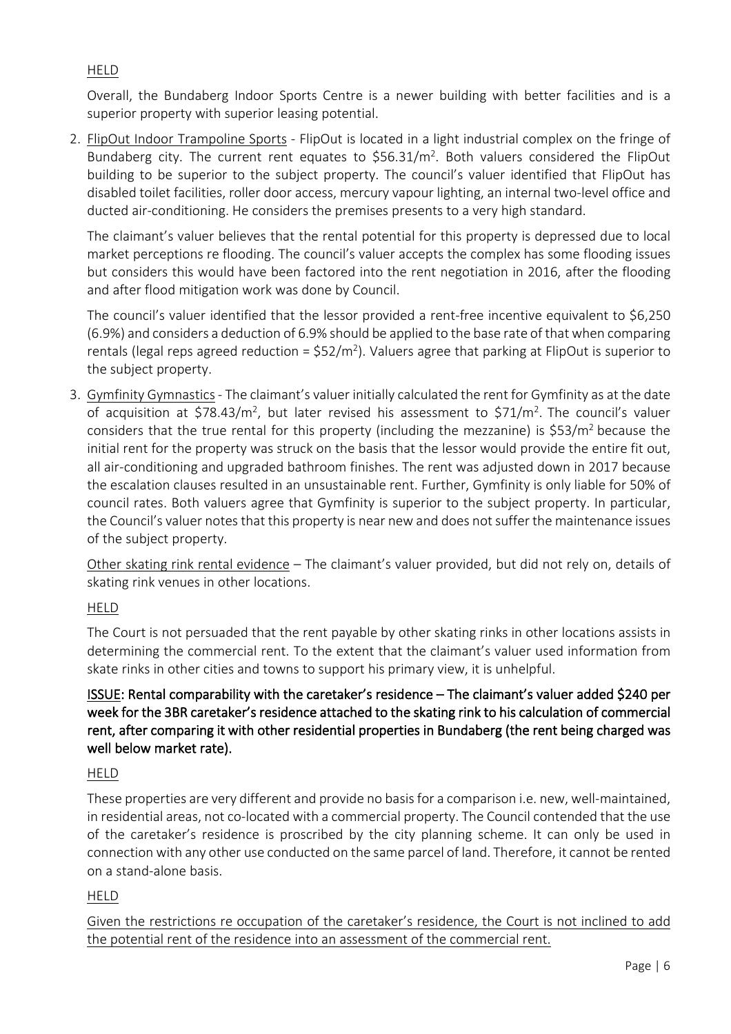HELD

Overall, the Bundaberg Indoor Sports Centre is a newer building with better facilities and is a superior property with superior leasing potential.

2. FlipOut Indoor Trampoline Sports - FlipOut is located in a light industrial complex on the fringe of Bundaberg city. The current rent equates to $\$56.31/m^2$. Both valuers considered the FlipOut building to be superior to the subject property. The council's valuer identified that FlipOut has disabled toilet facilities, roller door access, mercury vapour lighting, an internal two-level office and ducted air-conditioning. He considers the premises presents to a very high standard.

   The claimant's valuer believes that the rental potential for this property is depressed due to local market perceptions re flooding. The council's valuer accepts the complex has some flooding issues but considers this would have been factored into the rent negotiation in 2016, after the flooding and after flood mitigation work was done by Council.

   The council's valuer identified that the lessor provided a rent-free incentive equivalent to $6,250 (6.9%) and considers a deduction of 6.9% should be applied to the base rate of that when comparing rentals (legal reps agreed reduction = $\$52/m^2$). Valuers agree that parking at FlipOut is superior to the subject property.

3. Gymfinity Gymnastics - The claimant's valuer initially calculated the rent for Gymfinity as at the date of acquisition at $\$78.43/m^2$, but later revised his assessment to $\$71/m^2$. The council's valuer considers that the true rental for this property (including the mezzanine) is $\$53/m^2$ because the initial rent for the property was struck on the basis that the lessor would provide the entire fit out, all air-conditioning and upgraded bathroom finishes. The rent was adjusted down in 2017 because the escalation clauses resulted in an unsustainable rent. Further, Gymfinity is only liable for 50% of council rates. Both valuers agree that Gymfinity is superior to the subject property. In particular, the Council's valuer notes that this property is near new and does not suffer the maintenance issues of the subject property.

   Other skating rink rental evidence – The claimant's valuer provided, but did not rely on, details of skating rink venues in other locations.

HELD

The Court is not persuaded that the rent payable by other skating rinks in other locations assists in determining the commercial rent. To the extent that the claimant's valuer used information from skate rinks in other cities and towns to support his primary view, it is unhelpful.

**ISSUE: Rental comparability with the caretaker's residence – The claimant's valuer added $240 per week for the 3BR caretaker's residence attached to the skating rink to his calculation of commercial rent, after comparing it with other residential properties in Bundaberg (the rent being charged was well below market rate).**

HELD

These properties are very different and provide no basis for a comparison i.e. new, well-maintained, in residential areas, not co-located with a commercial property. The Council contended that the use of the caretaker's residence is proscribed by the city planning scheme. It can only be used in connection with any other use conducted on the same parcel of land. Therefore, it cannot be rented on a stand-alone basis.

HELD

Given the restrictions re occupation of the caretaker's residence, the Court is not inclined to add the potential rent of the residence into an assessment of the commercial rent.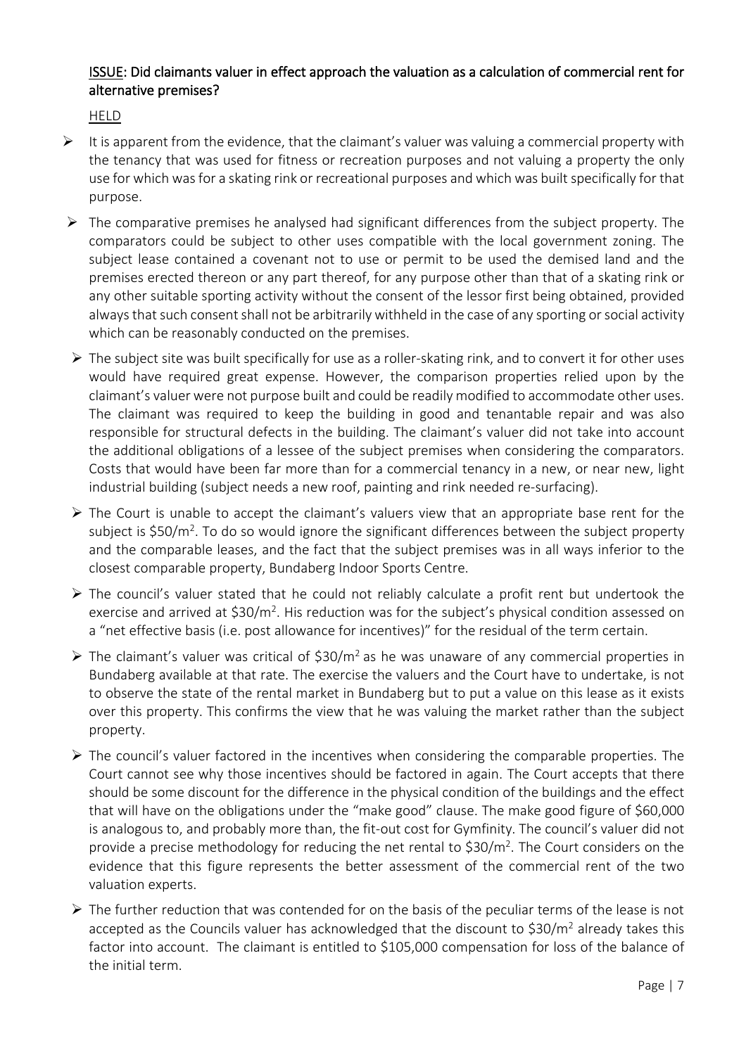<u>ISSUE</u>: Did claimants valuer in effect approach the valuation as a calculation of commercial rent for alternative premises?

<u>HELD</u>

- It is apparent from the evidence, that the claimant's valuer was valuing a commercial property with the tenancy that was used for fitness or recreation purposes and not valuing a property the only use for which was for a skating rink or recreational purposes and which was built specifically for that purpose.
- The comparative premises he analysed had significant differences from the subject property. The comparators could be subject to other uses compatible with the local government zoning. The subject lease contained a covenant not to use or permit to be used the demised land and the premises erected thereon or any part thereof, for any purpose other than that of a skating rink or any other suitable sporting activity without the consent of the lessor first being obtained, provided always that such consent shall not be arbitrarily withheld in the case of any sporting or social activity which can be reasonably conducted on the premises.
- The subject site was built specifically for use as a roller-skating rink, and to convert it for other uses would have required great expense. However, the comparison properties relied upon by the claimant's valuer were not purpose built and could be readily modified to accommodate other uses. The claimant was required to keep the building in good and tenantable repair and was also responsible for structural defects in the building. The claimant's valuer did not take into account the additional obligations of a lessee of the subject premises when considering the comparators. Costs that would have been far more than for a commercial tenancy in a new, or near new, light industrial building (subject needs a new roof, painting and rink needed re-surfacing).
- The Court is unable to accept the claimant's valuers view that an appropriate base rent for the subject is $\$50/m^2$. To do so would ignore the significant differences between the subject property and the comparable leases, and the fact that the subject premises was in all ways inferior to the closest comparable property, Bundaberg Indoor Sports Centre.
- The council's valuer stated that he could not reliably calculate a profit rent but undertook the exercise and arrived at $\$30/m^2$. His reduction was for the subject's physical condition assessed on a "net effective basis (i.e. post allowance for incentives)" for the residual of the term certain.
- The claimant's valuer was critical of $\$30/m^2$ as he was unaware of any commercial properties in Bundaberg available at that rate. The exercise the valuers and the Court have to undertake, is not to observe the state of the rental market in Bundaberg but to put a value on this lease as it exists over this property. This confirms the view that he was valuing the market rather than the subject property.
- The council's valuer factored in the incentives when considering the comparable properties. The Court cannot see why those incentives should be factored in again. The Court accepts that there should be some discount for the difference in the physical condition of the buildings and the effect that will have on the obligations under the "make good" clause. The make good figure of $60,000 is analogous to, and probably more than, the fit-out cost for Gymfinity. The council's valuer did not provide a precise methodology for reducing the net rental to $\$30/m^2$. The Court considers on the evidence that this figure represents the better assessment of the commercial rent of the two valuation experts.
- The further reduction that was contended for on the basis of the peculiar terms of the lease is not accepted as the Councils valuer has acknowledged that the discount to $\$30/m^2$ already takes this factor into account. The claimant is entitled to $105,000 compensation for loss of the balance of the initial term.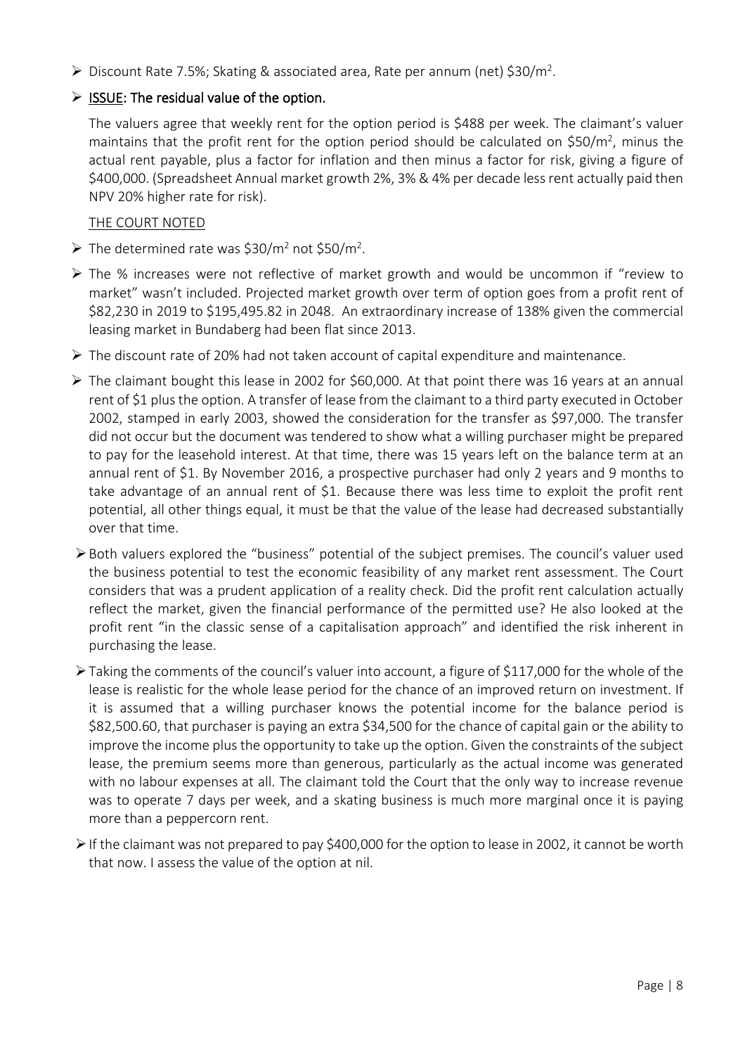- Discount Rate 7.5%; Skating & associated area, Rate per annum (net) $30/m$^2$.

- <u>ISSUE</u>: **The residual value of the option.**

The valuers agree that weekly rent for the option period is $488 per week. The claimant's valuer maintains that the profit rent for the option period should be calculated on $50/m$^2$, minus the actual rent payable, plus a factor for inflation and then minus a factor for risk, giving a figure of $400,000. (Spreadsheet Annual market growth 2%, 3% & 4% per decade less rent actually paid then NPV 20% higher rate for risk).

<u>THE COURT NOTED</u>

- The determined rate was $30/m$^2$ not $50/m$^2$.
- The % increases were not reflective of market growth and would be uncommon if "review to market" wasn't included. Projected market growth over term of option goes from a profit rent of $82,230 in 2019 to $195,495.82 in 2048. An extraordinary increase of 138% given the commercial leasing market in Bundaberg had been flat since 2013.
- The discount rate of 20% had not taken account of capital expenditure and maintenance.
- The claimant bought this lease in 2002 for $60,000. At that point there was 16 years at an annual rent of $1 plus the option. A transfer of lease from the claimant to a third party executed in October 2002, stamped in early 2003, showed the consideration for the transfer as $97,000. The transfer did not occur but the document was tendered to show what a willing purchaser might be prepared to pay for the leasehold interest. At that time, there was 15 years left on the balance term at an annual rent of $1. By November 2016, a prospective purchaser had only 2 years and 9 months to take advantage of an annual rent of $1. Because there was less time to exploit the profit rent potential, all other things equal, it must be that the value of the lease had decreased substantially over that time.
- Both valuers explored the "business" potential of the subject premises. The council's valuer used the business potential to test the economic feasibility of any market rent assessment. The Court considers that was a prudent application of a reality check. Did the profit rent calculation actually reflect the market, given the financial performance of the permitted use? He also looked at the profit rent "in the classic sense of a capitalisation approach" and identified the risk inherent in purchasing the lease.
- Taking the comments of the council's valuer into account, a figure of $117,000 for the whole of the lease is realistic for the whole lease period for the chance of an improved return on investment. If it is assumed that a willing purchaser knows the potential income for the balance period is $82,500.60, that purchaser is paying an extra $34,500 for the chance of capital gain or the ability to improve the income plus the opportunity to take up the option. Given the constraints of the subject lease, the premium seems more than generous, particularly as the actual income was generated with no labour expenses at all. The claimant told the Court that the only way to increase revenue was to operate 7 days per week, and a skating business is much more marginal once it is paying more than a peppercorn rent.
- If the claimant was not prepared to pay $400,000 for the option to lease in 2002, it cannot be worth that now. I assess the value of the option at nil.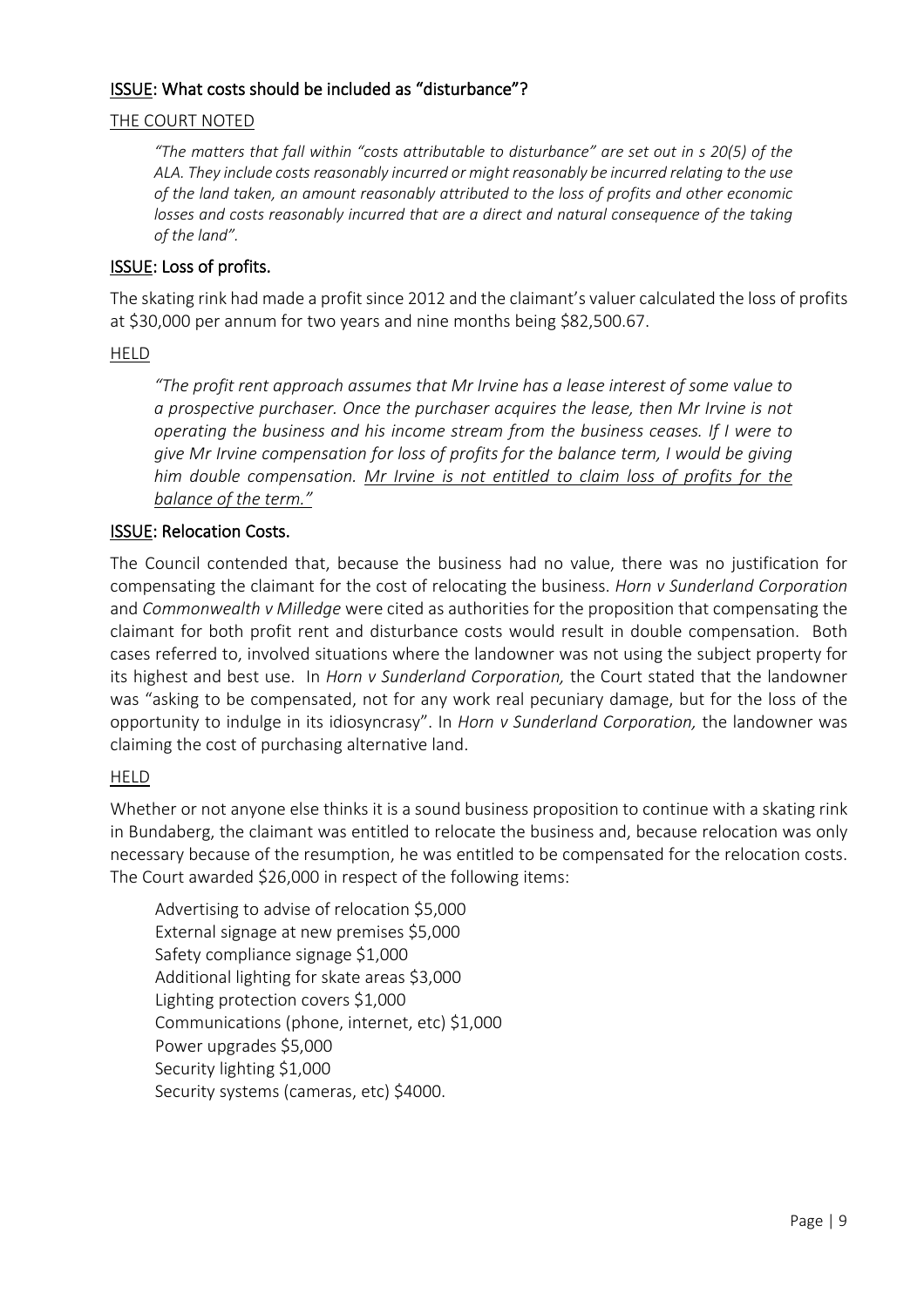### <u>ISSUE</u>: What costs should be included as "disturbance"?

<u>THE COURT NOTED</u>

> *"The matters that fall within "costs attributable to disturbance" are set out in s 20(5) of the ALA. They include costs reasonably incurred or might reasonably be incurred relating to the use of the land taken, an amount reasonably attributed to the loss of profits and other economic losses and costs reasonably incurred that are a direct and natural consequence of the taking of the land".*

### <u>ISSUE</u>: Loss of profits.

The skating rink had made a profit since 2012 and the claimant's valuer calculated the loss of profits at $30,000 per annum for two years and nine months being $82,500.67.

<u>HELD</u>

> *"The profit rent approach assumes that Mr Irvine has a lease interest of some value to a prospective purchaser. Once the purchaser acquires the lease, then Mr Irvine is not operating the business and his income stream from the business ceases. If I were to give Mr Irvine compensation for loss of profits for the balance term, I would be giving him double compensation. <u>Mr Irvine is not entitled to claim loss of profits for the balance of the term."</u>*

### <u>ISSUE</u>: Relocation Costs.

The Council contended that, because the business had no value, there was no justification for compensating the claimant for the cost of relocating the business. *Horn v Sunderland Corporation* and *Commonwealth v Milledge* were cited as authorities for the proposition that compensating the claimant for both profit rent and disturbance costs would result in double compensation. Both cases referred to, involved situations where the landowner was not using the subject property for its highest and best use. In *Horn v Sunderland Corporation,* the Court stated that the landowner was "asking to be compensated, not for any work real pecuniary damage, but for the loss of the opportunity to indulge in its idiosyncrasy". In *Horn v Sunderland Corporation,* the landowner was claiming the cost of purchasing alternative land.

<u>HELD</u>

Whether or not anyone else thinks it is a sound business proposition to continue with a skating rink in Bundaberg, the claimant was entitled to relocate the business and, because relocation was only necessary because of the resumption, he was entitled to be compensated for the relocation costs. The Court awarded $26,000 in respect of the following items:

Advertising to advise of relocation $5,000
External signage at new premises $5,000
Safety compliance signage $1,000
Additional lighting for skate areas $3,000
Lighting protection covers $1,000
Communications (phone, internet, etc) $1,000
Power upgrades $5,000
Security lighting $1,000
Security systems (cameras, etc) $4000.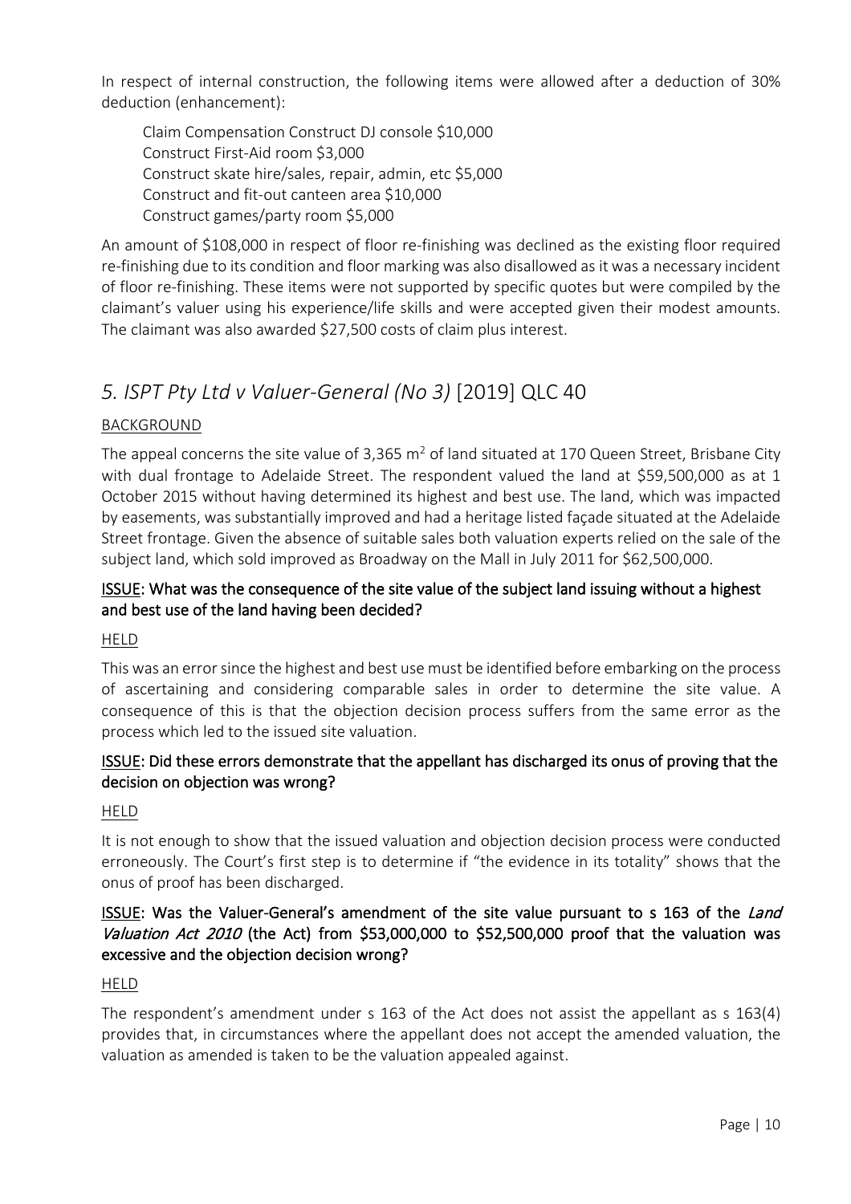In respect of internal construction, the following items were allowed after a deduction of 30% deduction (enhancement):

Claim Compensation Construct DJ console $10,000
Construct First-Aid room $3,000
Construct skate hire/sales, repair, admin, etc $5,000
Construct and fit-out canteen area $10,000
Construct games/party room $5,000

An amount of $108,000 in respect of floor re-finishing was declined as the existing floor required re-finishing due to its condition and floor marking was also disallowed as it was a necessary incident of floor re-finishing. These items were not supported by specific quotes but were compiled by the claimant's valuer using his experience/life skills and were accepted given their modest amounts. The claimant was also awarded $27,500 costs of claim plus interest.

## *5. ISPT Pty Ltd v Valuer-General (No 3)* [2019] QLC 40

BACKGROUND

The appeal concerns the site value of 3,365 m$^2$ of land situated at 170 Queen Street, Brisbane City with dual frontage to Adelaide Street. The respondent valued the land at $59,500,000 as at 1 October 2015 without having determined its highest and best use. The land, which was impacted by easements, was substantially improved and had a heritage listed façade situated at the Adelaide Street frontage. Given the absence of suitable sales both valuation experts relied on the sale of the subject land, which sold improved as Broadway on the Mall in July 2011 for $62,500,000.

### ISSUE: What was the consequence of the site value of the subject land issuing without a highest and best use of the land having been decided?

HELD

This was an error since the highest and best use must be identified before embarking on the process of ascertaining and considering comparable sales in order to determine the site value. A consequence of this is that the objection decision process suffers from the same error as the process which led to the issued site valuation.

### ISSUE: Did these errors demonstrate that the appellant has discharged its onus of proving that the decision on objection was wrong?

HELD

It is not enough to show that the issued valuation and objection decision process were conducted erroneously. The Court's first step is to determine if "the evidence in its totality" shows that the onus of proof has been discharged.

### ISSUE: Was the Valuer-General's amendment of the site value pursuant to s 163 of the *Land Valuation Act 2010* (the Act) from $53,000,000 to $52,500,000 proof that the valuation was excessive and the objection decision wrong?

HELD

The respondent's amendment under s 163 of the Act does not assist the appellant as s 163(4) provides that, in circumstances where the appellant does not accept the amended valuation, the valuation as amended is taken to be the valuation appealed against.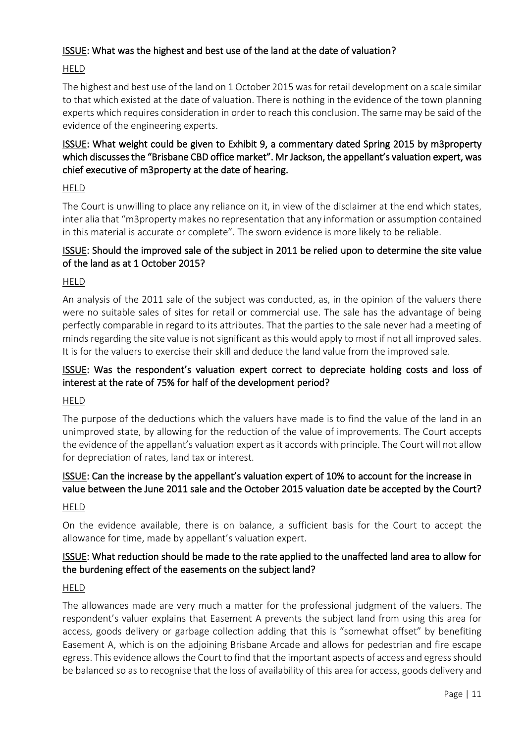<u>ISSUE</u>: **What was the highest and best use of the land at the date of valuation?**

<u>HELD</u>

The highest and best use of the land on 1 October 2015 was for retail development on a scale similar to that which existed at the date of valuation. There is nothing in the evidence of the town planning experts which requires consideration in order to reach this conclusion. The same may be said of the evidence of the engineering experts.

<u>ISSUE</u>: **What weight could be given to Exhibit 9, a commentary dated Spring 2015 by m3property which discusses the "Brisbane CBD office market". Mr Jackson, the appellant's valuation expert, was chief executive of m3property at the date of hearing.**

<u>HELD</u>

The Court is unwilling to place any reliance on it, in view of the disclaimer at the end which states, inter alia that "m3property makes no representation that any information or assumption contained in this material is accurate or complete". The sworn evidence is more likely to be reliable.

<u>ISSUE</u>: **Should the improved sale of the subject in 2011 be relied upon to determine the site value of the land as at 1 October 2015?**

<u>HELD</u>

An analysis of the 2011 sale of the subject was conducted, as, in the opinion of the valuers there were no suitable sales of sites for retail or commercial use. The sale has the advantage of being perfectly comparable in regard to its attributes. That the parties to the sale never had a meeting of minds regarding the site value is not significant as this would apply to most if not all improved sales. It is for the valuers to exercise their skill and deduce the land value from the improved sale.

<u>ISSUE</u>: **Was the respondent's valuation expert correct to depreciate holding costs and loss of interest at the rate of 75% for half of the development period?**

<u>HELD</u>

The purpose of the deductions which the valuers have made is to find the value of the land in an unimproved state, by allowing for the reduction of the value of improvements. The Court accepts the evidence of the appellant's valuation expert as it accords with principle. The Court will not allow for depreciation of rates, land tax or interest.

<u>ISSUE</u>: **Can the increase by the appellant's valuation expert of 10% to account for the increase in value between the June 2011 sale and the October 2015 valuation date be accepted by the Court?**

<u>HELD</u>

On the evidence available, there is on balance, a sufficient basis for the Court to accept the allowance for time, made by appellant's valuation expert.

<u>ISSUE</u>: **What reduction should be made to the rate applied to the unaffected land area to allow for the burdening effect of the easements on the subject land?**

<u>HELD</u>

The allowances made are very much a matter for the professional judgment of the valuers. The respondent's valuer explains that Easement A prevents the subject land from using this area for access, goods delivery or garbage collection adding that this is "somewhat offset" by benefiting Easement A, which is on the adjoining Brisbane Arcade and allows for pedestrian and fire escape egress. This evidence allows the Court to find that the important aspects of access and egress should be balanced so as to recognise that the loss of availability of this area for access, goods delivery and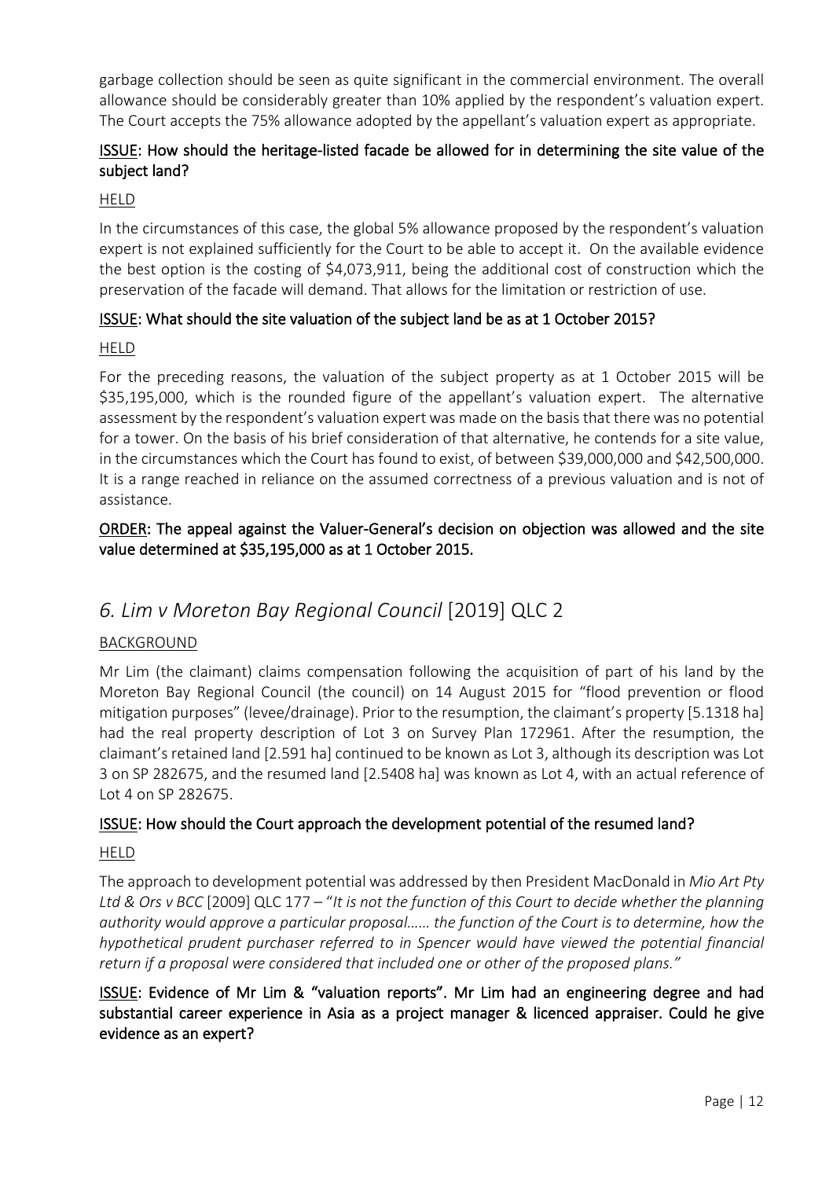garbage collection should be seen as quite significant in the commercial environment. The overall allowance should be considerably greater than 10% applied by the respondent's valuation expert. The Court accepts the 75% allowance adopted by the appellant's valuation expert as appropriate.

**ISSUE: How should the heritage-listed facade be allowed for in determining the site value of the subject land?**

HELD

In the circumstances of this case, the global 5% allowance proposed by the respondent's valuation expert is not explained sufficiently for the Court to be able to accept it. On the available evidence the best option is the costing of $4,073,911, being the additional cost of construction which the preservation of the facade will demand. That allows for the limitation or restriction of use.

**ISSUE: What should the site valuation of the subject land be as at 1 October 2015?**

HELD

For the preceding reasons, the valuation of the subject property as at 1 October 2015 will be $35,195,000, which is the rounded figure of the appellant's valuation expert. The alternative assessment by the respondent's valuation expert was made on the basis that there was no potential for a tower. On the basis of his brief consideration of that alternative, he contends for a site value, in the circumstances which the Court has found to exist, of between $39,000,000 and $42,500,000. It is a range reached in reliance on the assumed correctness of a previous valuation and is not of assistance.

**ORDER: The appeal against the Valuer-General's decision on objection was allowed and the site value determined at $35,195,000 as at 1 October 2015.**

## *6. Lim v Moreton Bay Regional Council* [2019] QLC 2

BACKGROUND

Mr Lim (the claimant) claims compensation following the acquisition of part of his land by the Moreton Bay Regional Council (the council) on 14 August 2015 for "flood prevention or flood mitigation purposes" (levee/drainage). Prior to the resumption, the claimant's property [5.1318 ha] had the real property description of Lot 3 on Survey Plan 172961. After the resumption, the claimant's retained land [2.591 ha] continued to be known as Lot 3, although its description was Lot 3 on SP 282675, and the resumed land [2.5408 ha] was known as Lot 4, with an actual reference of Lot 4 on SP 282675.

**ISSUE: How should the Court approach the development potential of the resumed land?**

HELD

The approach to development potential was addressed by then President MacDonald in *Mio Art Pty Ltd & Ors v BCC* [2009] QLC 177 – "*It is not the function of this Court to decide whether the planning authority would approve a particular proposal…… the function of the Court is to determine, how the hypothetical prudent purchaser referred to in Spencer would have viewed the potential financial return if a proposal were considered that included one or other of the proposed plans."*

**ISSUE: Evidence of Mr Lim & "valuation reports". Mr Lim had an engineering degree and had substantial career experience in Asia as a project manager & licenced appraiser. Could he give evidence as an expert?**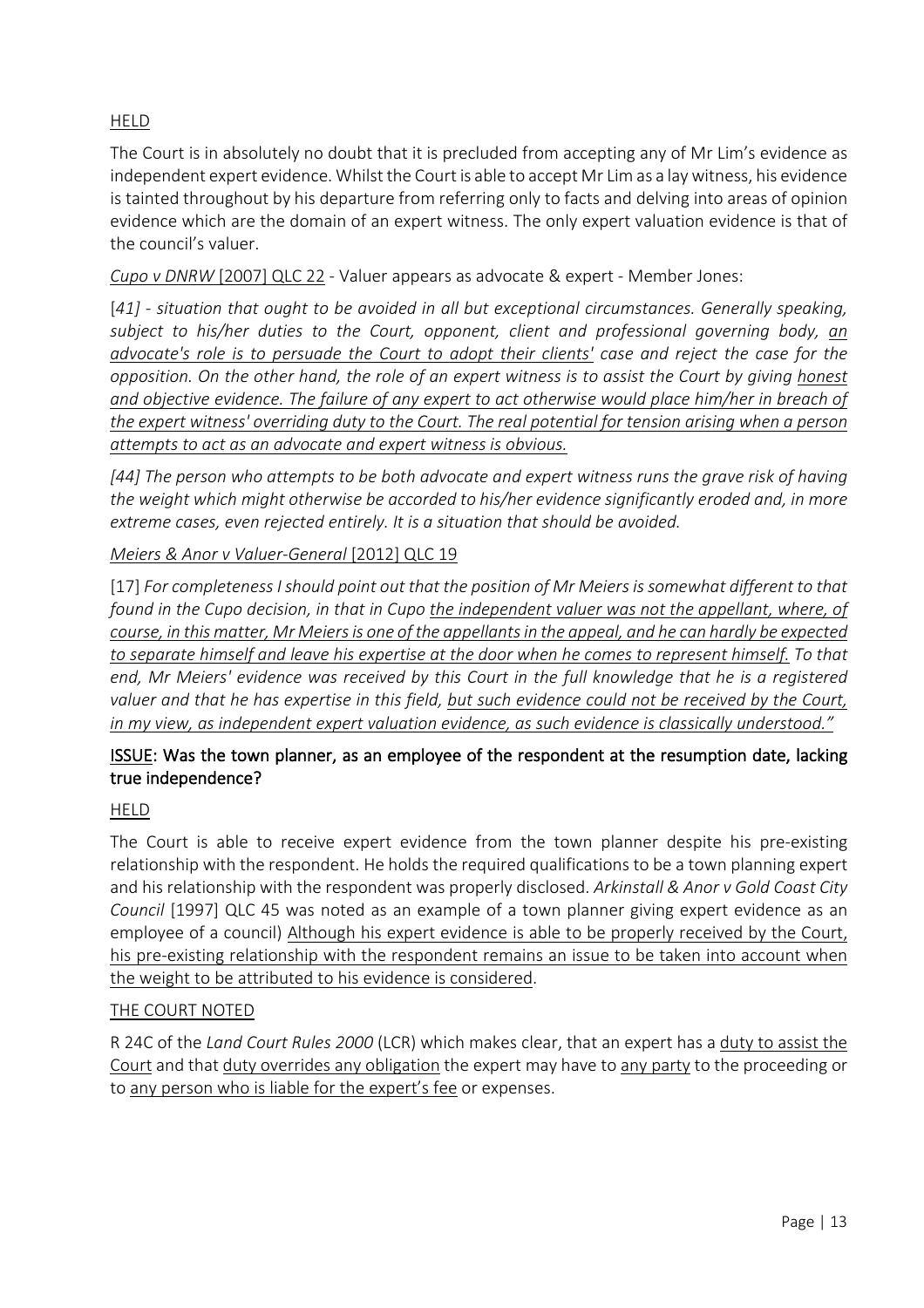HELD

The Court is in absolutely no doubt that it is precluded from accepting any of Mr Lim's evidence as independent expert evidence. Whilst the Court is able to accept Mr Lim as a lay witness, his evidence is tainted throughout by his departure from referring only to facts and delving into areas of opinion evidence which are the domain of an expert witness. The only expert valuation evidence is that of the council's valuer.

*Cupo v DNRW* [2007] QLC 22 - Valuer appears as advocate & expert - Member Jones:

[*41] - situation that ought to be avoided in all but exceptional circumstances. Generally speaking, subject to his/her duties to the Court, opponent, client and professional governing body, an advocate's role is to persuade the Court to adopt their clients' case and reject the case for the opposition. On the other hand, the role of an expert witness is to assist the Court by giving honest and objective evidence. The failure of any expert to act otherwise would place him/her in breach of the expert witness' overriding duty to the Court. The real potential for tension arising when a person attempts to act as an advocate and expert witness is obvious.*

*[44] The person who attempts to be both advocate and expert witness runs the grave risk of having the weight which might otherwise be accorded to his/her evidence significantly eroded and, in more extreme cases, even rejected entirely. It is a situation that should be avoided.*

*Meiers & Anor v Valuer-General* [2012] QLC 19

[17] *For completeness I should point out that the position of Mr Meiers is somewhat different to that found in the Cupo decision, in that in Cupo the independent valuer was not the appellant, where, of course, in this matter, Mr Meiers is one of the appellants in the appeal, and he can hardly be expected to separate himself and leave his expertise at the door when he comes to represent himself. To that end, Mr Meiers' evidence was received by this Court in the full knowledge that he is a registered valuer and that he has expertise in this field, but such evidence could not be received by the Court, in my view, as independent expert valuation evidence, as such evidence is classically understood."*

**ISSUE: Was the town planner, as an employee of the respondent at the resumption date, lacking true independence?**

HELD

The Court is able to receive expert evidence from the town planner despite his pre-existing relationship with the respondent. He holds the required qualifications to be a town planning expert and his relationship with the respondent was properly disclosed. *Arkinstall & Anor v Gold Coast City Council* [1997] QLC 45 was noted as an example of a town planner giving expert evidence as an employee of a council) Although his expert evidence is able to be properly received by the Court, his pre-existing relationship with the respondent remains an issue to be taken into account when the weight to be attributed to his evidence is considered.

THE COURT NOTED

R 24C of the *Land Court Rules 2000* (LCR) which makes clear, that an expert has a duty to assist the Court and that duty overrides any obligation the expert may have to any party to the proceeding or to any person who is liable for the expert's fee or expenses.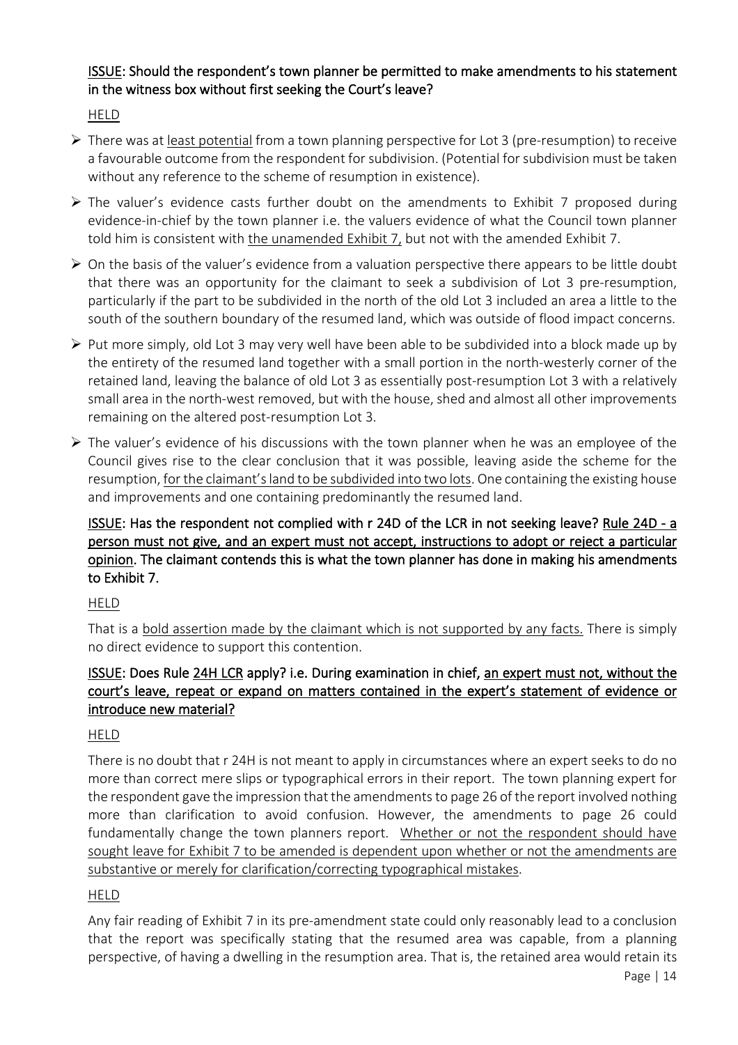<u>ISSUE</u>: **Should the respondent's town planner be permitted to make amendments to his statement in the witness box without first seeking the Court's leave?**

<u>HELD</u>

- There was at <u>least potential</u> from a town planning perspective for Lot 3 (pre-resumption) to receive a favourable outcome from the respondent for subdivision. (Potential for subdivision must be taken without any reference to the scheme of resumption in existence).
- The valuer's evidence casts further doubt on the amendments to Exhibit 7 proposed during evidence-in-chief by the town planner i.e. the valuers evidence of what the Council town planner told him is consistent with <u>the unamended Exhibit 7,</u> but not with the amended Exhibit 7.
- On the basis of the valuer's evidence from a valuation perspective there appears to be little doubt that there was an opportunity for the claimant to seek a subdivision of Lot 3 pre-resumption, particularly if the part to be subdivided in the north of the old Lot 3 included an area a little to the south of the southern boundary of the resumed land, which was outside of flood impact concerns.
- Put more simply, old Lot 3 may very well have been able to be subdivided into a block made up by the entirety of the resumed land together with a small portion in the north-westerly corner of the retained land, leaving the balance of old Lot 3 as essentially post-resumption Lot 3 with a relatively small area in the north-west removed, but with the house, shed and almost all other improvements remaining on the altered post-resumption Lot 3.
- The valuer's evidence of his discussions with the town planner when he was an employee of the Council gives rise to the clear conclusion that it was possible, leaving aside the scheme for the resumption, <u>for the claimant's land to be subdivided into two lots</u>. One containing the existing house and improvements and one containing predominantly the resumed land.

<u>ISSUE</u>: **Has the respondent not complied with r 24D of the LCR in not seeking leave? <u>Rule 24D - a person must not give, and an expert must not accept, instructions to adopt or reject a particular opinion</u>. The claimant contends this is what the town planner has done in making his amendments to Exhibit 7.**

<u>HELD</u>

That is a <u>bold assertion made by the claimant which is not supported by any facts.</u> There is simply no direct evidence to support this contention.

<u>ISSUE</u>: **Does Rule <u>24H LCR</u> apply? i.e. During examination in chief, <u>an expert must not, without the court's leave, repeat or expand on matters contained in the expert's statement of evidence or introduce new material?</u>**

<u>HELD</u>

There is no doubt that r 24H is not meant to apply in circumstances where an expert seeks to do no more than correct mere slips or typographical errors in their report. The town planning expert for the respondent gave the impression that the amendments to page 26 of the report involved nothing more than clarification to avoid confusion. However, the amendments to page 26 could fundamentally change the town planners report. <u>Whether or not the respondent should have sought leave for Exhibit 7 to be amended is dependent upon whether or not the amendments are substantive or merely for clarification/correcting typographical mistakes</u>.

<u>HELD</u>

Any fair reading of Exhibit 7 in its pre-amendment state could only reasonably lead to a conclusion that the report was specifically stating that the resumed area was capable, from a planning perspective, of having a dwelling in the resumption area. That is, the retained area would retain its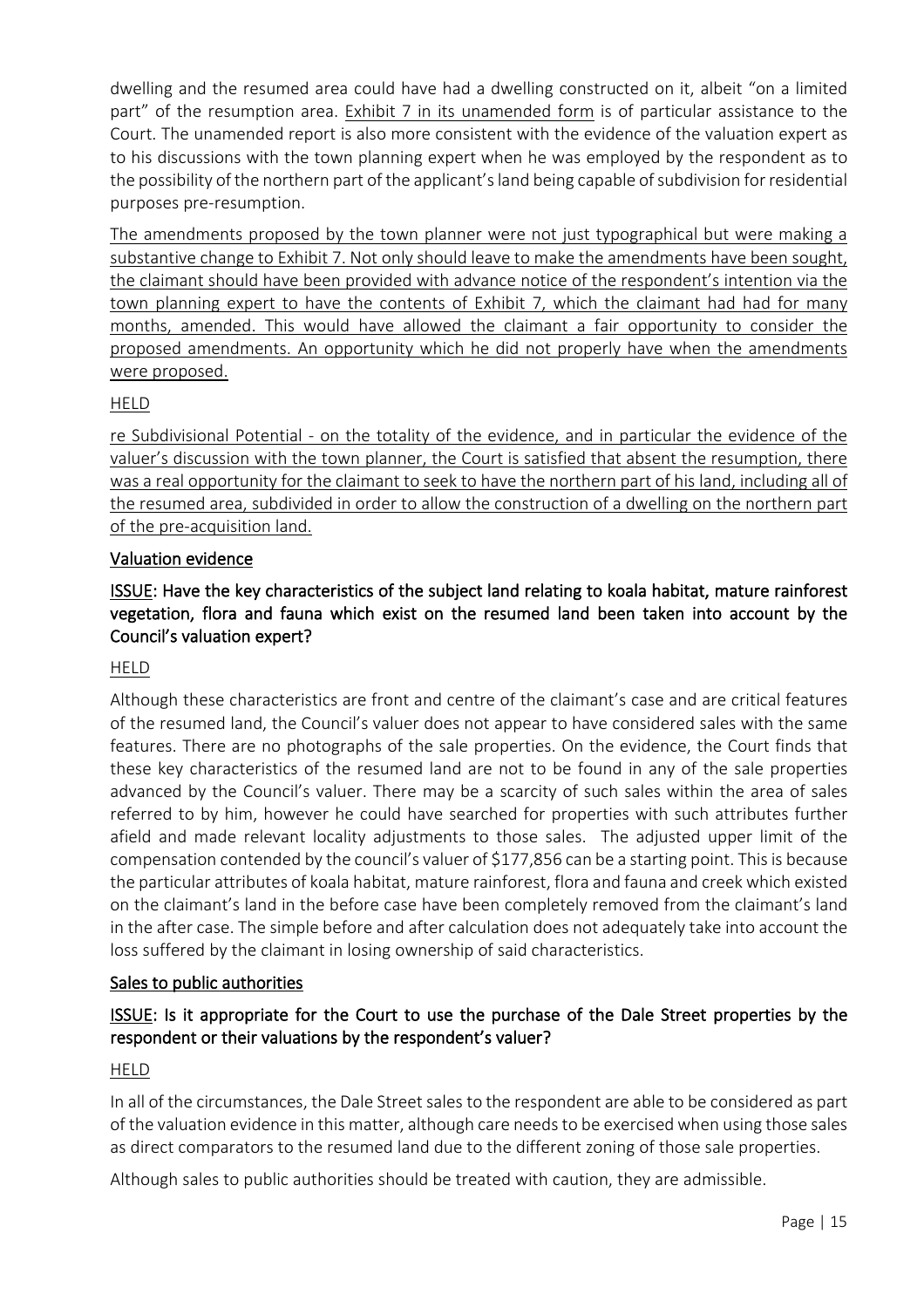dwelling and the resumed area could have had a dwelling constructed on it, albeit "on a limited part" of the resumption area. <u>Exhibit 7 in its unamended form</u> is of particular assistance to the Court. The unamended report is also more consistent with the evidence of the valuation expert as to his discussions with the town planning expert when he was employed by the respondent as to the possibility of the northern part of the applicant's land being capable of subdivision for residential purposes pre-resumption.

<u>The amendments proposed by the town planner were not just typographical but were making a substantive change to Exhibit 7. Not only should leave to make the amendments have been sought, the claimant should have been provided with advance notice of the respondent's intention via the town planning expert to have the contents of Exhibit 7, which the claimant had had for many months, amended. This would have allowed the claimant a fair opportunity to consider the proposed amendments. An opportunity which he did not properly have when the amendments were proposed.</u>

<u>HELD</u>

<u>re Subdivisional Potential - on the totality of the evidence, and in particular the evidence of the valuer's discussion with the town planner, the Court is satisfied that absent the resumption, there was a real opportunity for the claimant to seek to have the northern part of his land, including all of the resumed area, subdivided in order to allow the construction of a dwelling on the northern part of the pre-acquisition land.</u>

## <u>Valuation evidence</u>

### <u>ISSUE</u>: Have the key characteristics of the subject land relating to koala habitat, mature rainforest vegetation, flora and fauna which exist on the resumed land been taken into account by the Council's valuation expert?

<u>HELD</u>

Although these characteristics are front and centre of the claimant's case and are critical features of the resumed land, the Council's valuer does not appear to have considered sales with the same features. There are no photographs of the sale properties. On the evidence, the Court finds that these key characteristics of the resumed land are not to be found in any of the sale properties advanced by the Council's valuer. There may be a scarcity of such sales within the area of sales referred to by him, however he could have searched for properties with such attributes further afield and made relevant locality adjustments to those sales. The adjusted upper limit of the compensation contended by the council's valuer of $177,856 can be a starting point. This is because the particular attributes of koala habitat, mature rainforest, flora and fauna and creek which existed on the claimant's land in the before case have been completely removed from the claimant's land in the after case. The simple before and after calculation does not adequately take into account the loss suffered by the claimant in losing ownership of said characteristics.

## <u>Sales to public authorities</u>

### <u>ISSUE</u>: Is it appropriate for the Court to use the purchase of the Dale Street properties by the respondent or their valuations by the respondent's valuer?

<u>HELD</u>

In all of the circumstances, the Dale Street sales to the respondent are able to be considered as part of the valuation evidence in this matter, although care needs to be exercised when using those sales as direct comparators to the resumed land due to the different zoning of those sale properties.

Although sales to public authorities should be treated with caution, they are admissible.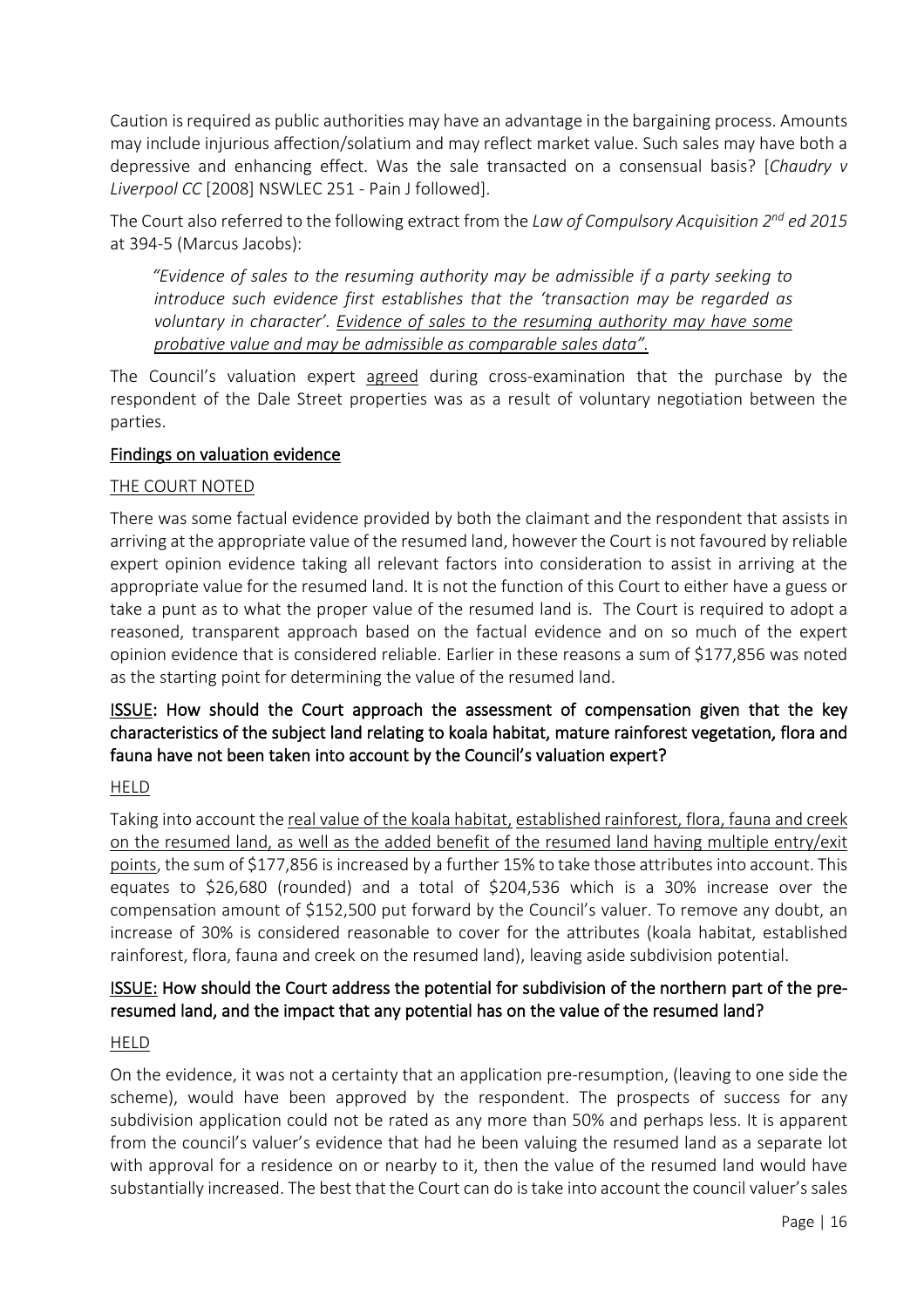Caution is required as public authorities may have an advantage in the bargaining process. Amounts may include injurious affection/solatium and may reflect market value. Such sales may have both a depressive and enhancing effect. Was the sale transacted on a consensual basis? [*Chaudry v Liverpool CC* [2008] NSWLEC 251 - Pain J followed].

The Court also referred to the following extract from the *Law of Compulsory Acquisition 2nd ed 2015* at 394-5 (Marcus Jacobs):

> *"Evidence of sales to the resuming authority may be admissible if a party seeking to introduce such evidence first establishes that the 'transaction may be regarded as voluntary in character'. <u>Evidence of sales to the resuming authority may have some probative value and may be admissible as comparable sales data".</u>*

The Council's valuation expert <u>agreed</u> during cross-examination that the purchase by the respondent of the Dale Street properties was as a result of voluntary negotiation between the parties.

## <u>Findings on valuation evidence</u>

<u>THE COURT NOTED</u>

There was some factual evidence provided by both the claimant and the respondent that assists in arriving at the appropriate value of the resumed land, however the Court is not favoured by reliable expert opinion evidence taking all relevant factors into consideration to assist in arriving at the appropriate value for the resumed land. It is not the function of this Court to either have a guess or take a punt as to what the proper value of the resumed land is. The Court is required to adopt a reasoned, transparent approach based on the factual evidence and on so much of the expert opinion evidence that is considered reliable. Earlier in these reasons a sum of $177,856 was noted as the starting point for determining the value of the resumed land.

**<u>ISSUE</u>: How should the Court approach the assessment of compensation given that the key characteristics of the subject land relating to koala habitat, mature rainforest vegetation, flora and fauna have not been taken into account by the Council's valuation expert?**

<u>HELD</u>

Taking into account the <u>real value of the koala habitat, established rainforest, flora, fauna and creek on the resumed land, as well as the added benefit of the resumed land having multiple entry/exit points</u>, the sum of $177,856 is increased by a further 15% to take those attributes into account. This equates to $26,680 (rounded) and a total of $204,536 which is a 30% increase over the compensation amount of $152,500 put forward by the Council's valuer. To remove any doubt, an increase of 30% is considered reasonable to cover for the attributes (koala habitat, established rainforest, flora, fauna and creek on the resumed land), leaving aside subdivision potential.

**<u>ISSUE:</u> How should the Court address the potential for subdivision of the northern part of the pre-resumed land, and the impact that any potential has on the value of the resumed land?**

<u>HELD</u>

On the evidence, it was not a certainty that an application pre-resumption, (leaving to one side the scheme), would have been approved by the respondent. The prospects of success for any subdivision application could not be rated as any more than 50% and perhaps less. It is apparent from the council's valuer's evidence that had he been valuing the resumed land as a separate lot with approval for a residence on or nearby to it, then the value of the resumed land would have substantially increased. The best that the Court can do is take into account the council valuer's sales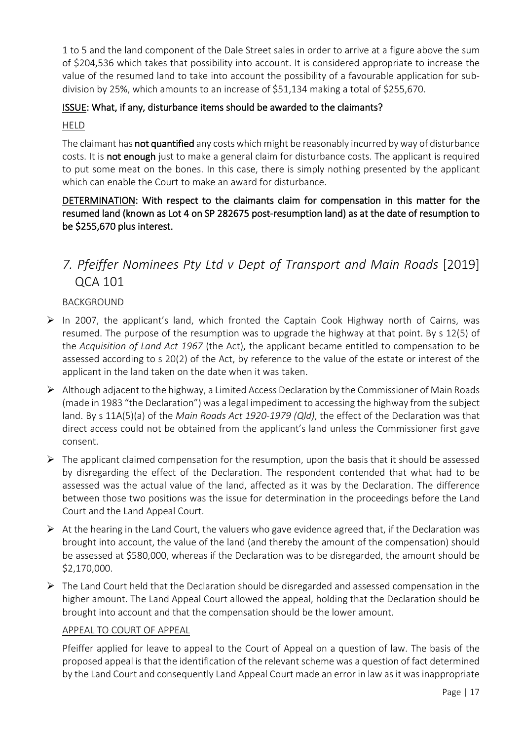1 to 5 and the land component of the Dale Street sales in order to arrive at a figure above the sum of $204,536 which takes that possibility into account. It is considered appropriate to increase the value of the resumed land to take into account the possibility of a favourable application for sub-division by 25%, which amounts to an increase of $51,134 making a total of $255,670.

**ISSUE: What, if any, disturbance items should be awarded to the claimants?**

HELD

The claimant has **not quantified** any costs which might be reasonably incurred by way of disturbance costs. It is **not enough** just to make a general claim for disturbance costs. The applicant is required to put some meat on the bones. In this case, there is simply nothing presented by the applicant which can enable the Court to make an award for disturbance.

**DETERMINATION: With respect to the claimants claim for compensation in this matter for the resumed land (known as Lot 4 on SP 282675 post-resumption land) as at the date of resumption to be $255,670 plus interest.**

## *7. Pfeiffer Nominees Pty Ltd v Dept of Transport and Main Roads* [2019] QCA 101

BACKGROUND

- In 2007, the applicant's land, which fronted the Captain Cook Highway north of Cairns, was resumed. The purpose of the resumption was to upgrade the highway at that point. By s 12(5) of the *Acquisition of Land Act 1967* (the Act), the applicant became entitled to compensation to be assessed according to s 20(2) of the Act, by reference to the value of the estate or interest of the applicant in the land taken on the date when it was taken.
- Although adjacent to the highway, a Limited Access Declaration by the Commissioner of Main Roads (made in 1983 "the Declaration") was a legal impediment to accessing the highway from the subject land. By s 11A(5)(a) of the *Main Roads Act 1920-1979 (Qld)*, the effect of the Declaration was that direct access could not be obtained from the applicant's land unless the Commissioner first gave consent.
- The applicant claimed compensation for the resumption, upon the basis that it should be assessed by disregarding the effect of the Declaration. The respondent contended that what had to be assessed was the actual value of the land, affected as it was by the Declaration. The difference between those two positions was the issue for determination in the proceedings before the Land Court and the Land Appeal Court.
- At the hearing in the Land Court, the valuers who gave evidence agreed that, if the Declaration was brought into account, the value of the land (and thereby the amount of the compensation) should be assessed at $580,000, whereas if the Declaration was to be disregarded, the amount should be $2,170,000.
- The Land Court held that the Declaration should be disregarded and assessed compensation in the higher amount. The Land Appeal Court allowed the appeal, holding that the Declaration should be brought into account and that the compensation should be the lower amount.

APPEAL TO COURT OF APPEAL

Pfeiffer applied for leave to appeal to the Court of Appeal on a question of law. The basis of the proposed appeal is that the identification of the relevant scheme was a question of fact determined by the Land Court and consequently Land Appeal Court made an error in law as it was inappropriate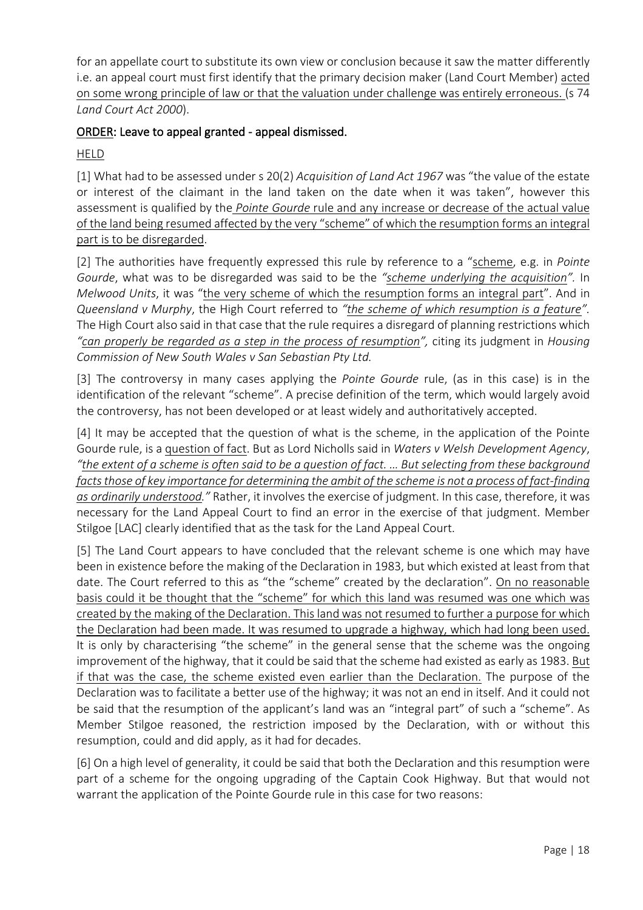for an appellate court to substitute its own view or conclusion because it saw the matter differently i.e. an appeal court must first identify that the primary decision maker (Land Court Member) acted on some wrong principle of law or that the valuation under challenge was entirely erroneous. (s 74 *Land Court Act 2000*).

**ORDER: Leave to appeal granted - appeal dismissed.**

HELD

[1] What had to be assessed under s 20(2) *Acquisition of Land Act 1967* was "the value of the estate or interest of the claimant in the land taken on the date when it was taken", however this assessment is qualified by the *Pointe Gourde* rule and any increase or decrease of the actual value of the land being resumed affected by the very "scheme" of which the resumption forms an integral part is to be disregarded.

[2] The authorities have frequently expressed this rule by reference to a "scheme, e.g. in *Pointe Gourde*, what was to be disregarded was said to be the *"scheme underlying the acquisition"*. In *Melwood Units*, it was "the very scheme of which the resumption forms an integral part". And in *Queensland v Murphy*, the High Court referred to *"the scheme of which resumption is a feature"*. The High Court also said in that case that the rule requires a disregard of planning restrictions which *"can properly be regarded as a step in the process of resumption",* citing its judgment in *Housing Commission of New South Wales v San Sebastian Pty Ltd.*

[3] The controversy in many cases applying the *Pointe Gourde* rule, (as in this case) is in the identification of the relevant "scheme". A precise definition of the term, which would largely avoid the controversy, has not been developed or at least widely and authoritatively accepted.

[4] It may be accepted that the question of what is the scheme, in the application of the Pointe Gourde rule, is a question of fact. But as Lord Nicholls said in *Waters v Welsh Development Agency*, *"the extent of a scheme is often said to be a question of fact. … But selecting from these background facts those of key importance for determining the ambit of the scheme is not a process of fact-finding as ordinarily understood."* Rather, it involves the exercise of judgment. In this case, therefore, it was necessary for the Land Appeal Court to find an error in the exercise of that judgment. Member Stilgoe [LAC] clearly identified that as the task for the Land Appeal Court.

[5] The Land Court appears to have concluded that the relevant scheme is one which may have been in existence before the making of the Declaration in 1983, but which existed at least from that date. The Court referred to this as "the "scheme" created by the declaration". On no reasonable basis could it be thought that the "scheme" for which this land was resumed was one which was created by the making of the Declaration. This land was not resumed to further a purpose for which the Declaration had been made. It was resumed to upgrade a highway, which had long been used. It is only by characterising "the scheme" in the general sense that the scheme was the ongoing improvement of the highway, that it could be said that the scheme had existed as early as 1983. But if that was the case, the scheme existed even earlier than the Declaration. The purpose of the Declaration was to facilitate a better use of the highway; it was not an end in itself. And it could not be said that the resumption of the applicant's land was an "integral part" of such a "scheme". As Member Stilgoe reasoned, the restriction imposed by the Declaration, with or without this resumption, could and did apply, as it had for decades.

[6] On a high level of generality, it could be said that both the Declaration and this resumption were part of a scheme for the ongoing upgrading of the Captain Cook Highway. But that would not warrant the application of the Pointe Gourde rule in this case for two reasons: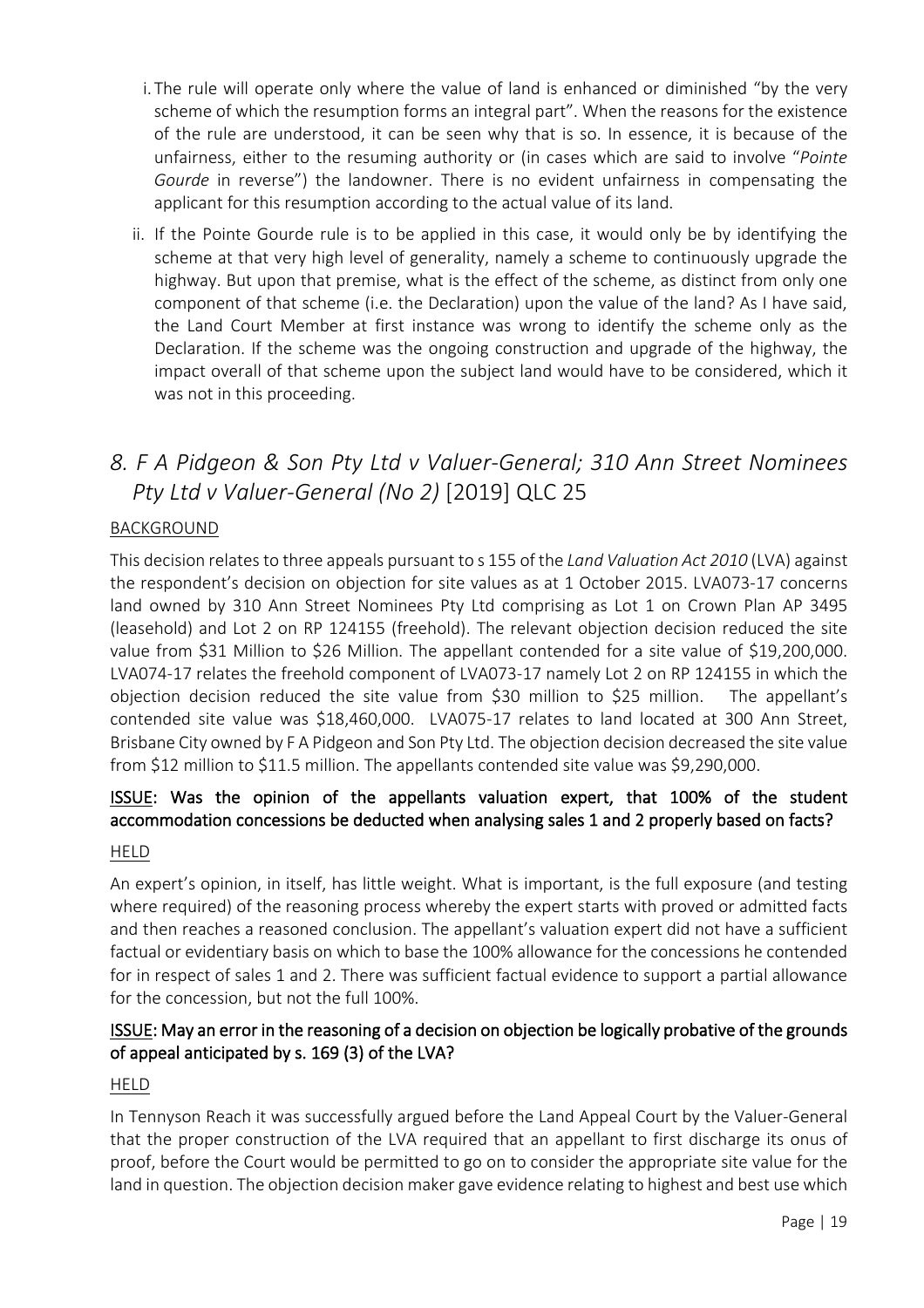i. The rule will operate only where the value of land is enhanced or diminished "by the very scheme of which the resumption forms an integral part". When the reasons for the existence of the rule are understood, it can be seen why that is so. In essence, it is because of the unfairness, either to the resuming authority or (in cases which are said to involve "*Pointe Gourde* in reverse") the landowner. There is no evident unfairness in compensating the applicant for this resumption according to the actual value of its land.

ii. If the Pointe Gourde rule is to be applied in this case, it would only be by identifying the scheme at that very high level of generality, namely a scheme to continuously upgrade the highway. But upon that premise, what is the effect of the scheme, as distinct from only one component of that scheme (i.e. the Declaration) upon the value of the land? As I have said, the Land Court Member at first instance was wrong to identify the scheme only as the Declaration. If the scheme was the ongoing construction and upgrade of the highway, the impact overall of that scheme upon the subject land would have to be considered, which it was not in this proceeding.

## *8. F A Pidgeon & Son Pty Ltd v Valuer-General; 310 Ann Street Nominees Pty Ltd v Valuer-General (No 2)* [2019] QLC 25

BACKGROUND

This decision relates to three appeals pursuant to s 155 of the *Land Valuation Act 2010* (LVA) against the respondent's decision on objection for site values as at 1 October 2015. LVA073-17 concerns land owned by 310 Ann Street Nominees Pty Ltd comprising as Lot 1 on Crown Plan AP 3495 (leasehold) and Lot 2 on RP 124155 (freehold). The relevant objection decision reduced the site value from $31 Million to $26 Million. The appellant contended for a site value of $19,200,000. LVA074-17 relates the freehold component of LVA073-17 namely Lot 2 on RP 124155 in which the objection decision reduced the site value from $30 million to $25 million. The appellant's contended site value was $18,460,000. LVA075-17 relates to land located at 300 Ann Street, Brisbane City owned by F A Pidgeon and Son Pty Ltd. The objection decision decreased the site value from $12 million to $11.5 million. The appellants contended site value was $9,290,000.

**ISSUE: Was the opinion of the appellants valuation expert, that 100% of the student accommodation concessions be deducted when analysing sales 1 and 2 properly based on facts?**

HELD

An expert's opinion, in itself, has little weight. What is important, is the full exposure (and testing where required) of the reasoning process whereby the expert starts with proved or admitted facts and then reaches a reasoned conclusion. The appellant's valuation expert did not have a sufficient factual or evidentiary basis on which to base the 100% allowance for the concessions he contended for in respect of sales 1 and 2. There was sufficient factual evidence to support a partial allowance for the concession, but not the full 100%.

**ISSUE: May an error in the reasoning of a decision on objection be logically probative of the grounds of appeal anticipated by s. 169 (3) of the LVA?**

HELD

In Tennyson Reach it was successfully argued before the Land Appeal Court by the Valuer-General that the proper construction of the LVA required that an appellant to first discharge its onus of proof, before the Court would be permitted to go on to consider the appropriate site value for the land in question. The objection decision maker gave evidence relating to highest and best use which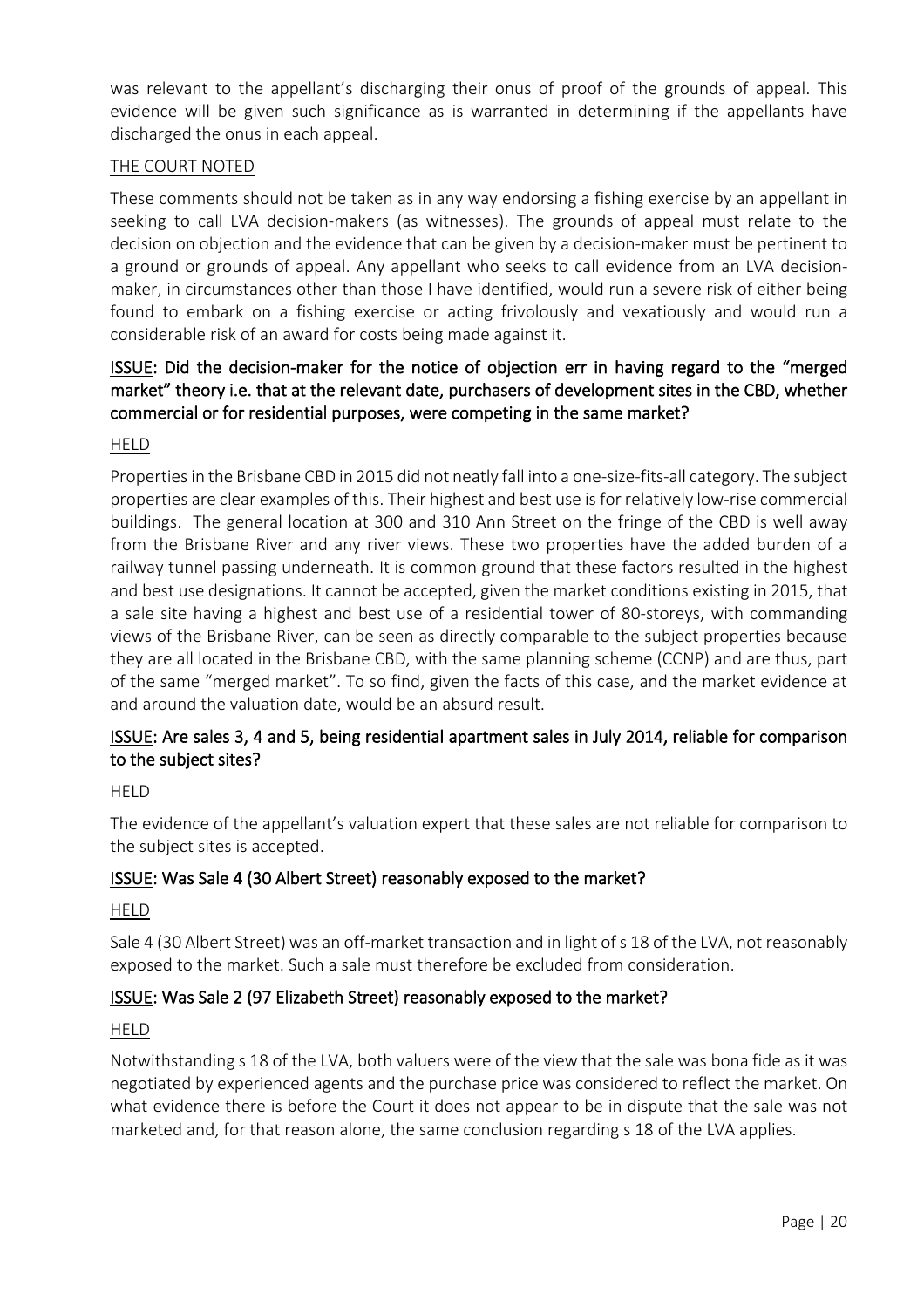was relevant to the appellant's discharging their onus of proof of the grounds of appeal. This evidence will be given such significance as is warranted in determining if the appellants have discharged the onus in each appeal.

THE COURT NOTED

These comments should not be taken as in any way endorsing a fishing exercise by an appellant in seeking to call LVA decision-makers (as witnesses). The grounds of appeal must relate to the decision on objection and the evidence that can be given by a decision-maker must be pertinent to a ground or grounds of appeal. Any appellant who seeks to call evidence from an LVA decision-maker, in circumstances other than those I have identified, would run a severe risk of either being found to embark on a fishing exercise or acting frivolously and vexatiously and would run a considerable risk of an award for costs being made against it.

**ISSUE: Did the decision-maker for the notice of objection err in having regard to the "merged market" theory i.e. that at the relevant date, purchasers of development sites in the CBD, whether commercial or for residential purposes, were competing in the same market?**

HELD

Properties in the Brisbane CBD in 2015 did not neatly fall into a one-size-fits-all category. The subject properties are clear examples of this. Their highest and best use is for relatively low-rise commercial buildings. The general location at 300 and 310 Ann Street on the fringe of the CBD is well away from the Brisbane River and any river views. These two properties have the added burden of a railway tunnel passing underneath. It is common ground that these factors resulted in the highest and best use designations. It cannot be accepted, given the market conditions existing in 2015, that a sale site having a highest and best use of a residential tower of 80-storeys, with commanding views of the Brisbane River, can be seen as directly comparable to the subject properties because they are all located in the Brisbane CBD, with the same planning scheme (CCNP) and are thus, part of the same "merged market". To so find, given the facts of this case, and the market evidence at and around the valuation date, would be an absurd result.

**ISSUE: Are sales 3, 4 and 5, being residential apartment sales in July 2014, reliable for comparison to the subject sites?**

HELD

The evidence of the appellant's valuation expert that these sales are not reliable for comparison to the subject sites is accepted.

**ISSUE: Was Sale 4 (30 Albert Street) reasonably exposed to the market?**

HELD

Sale 4 (30 Albert Street) was an off-market transaction and in light of s 18 of the LVA, not reasonably exposed to the market. Such a sale must therefore be excluded from consideration.

**ISSUE: Was Sale 2 (97 Elizabeth Street) reasonably exposed to the market?**

HELD

Notwithstanding s 18 of the LVA, both valuers were of the view that the sale was bona fide as it was negotiated by experienced agents and the purchase price was considered to reflect the market. On what evidence there is before the Court it does not appear to be in dispute that the sale was not marketed and, for that reason alone, the same conclusion regarding s 18 of the LVA applies.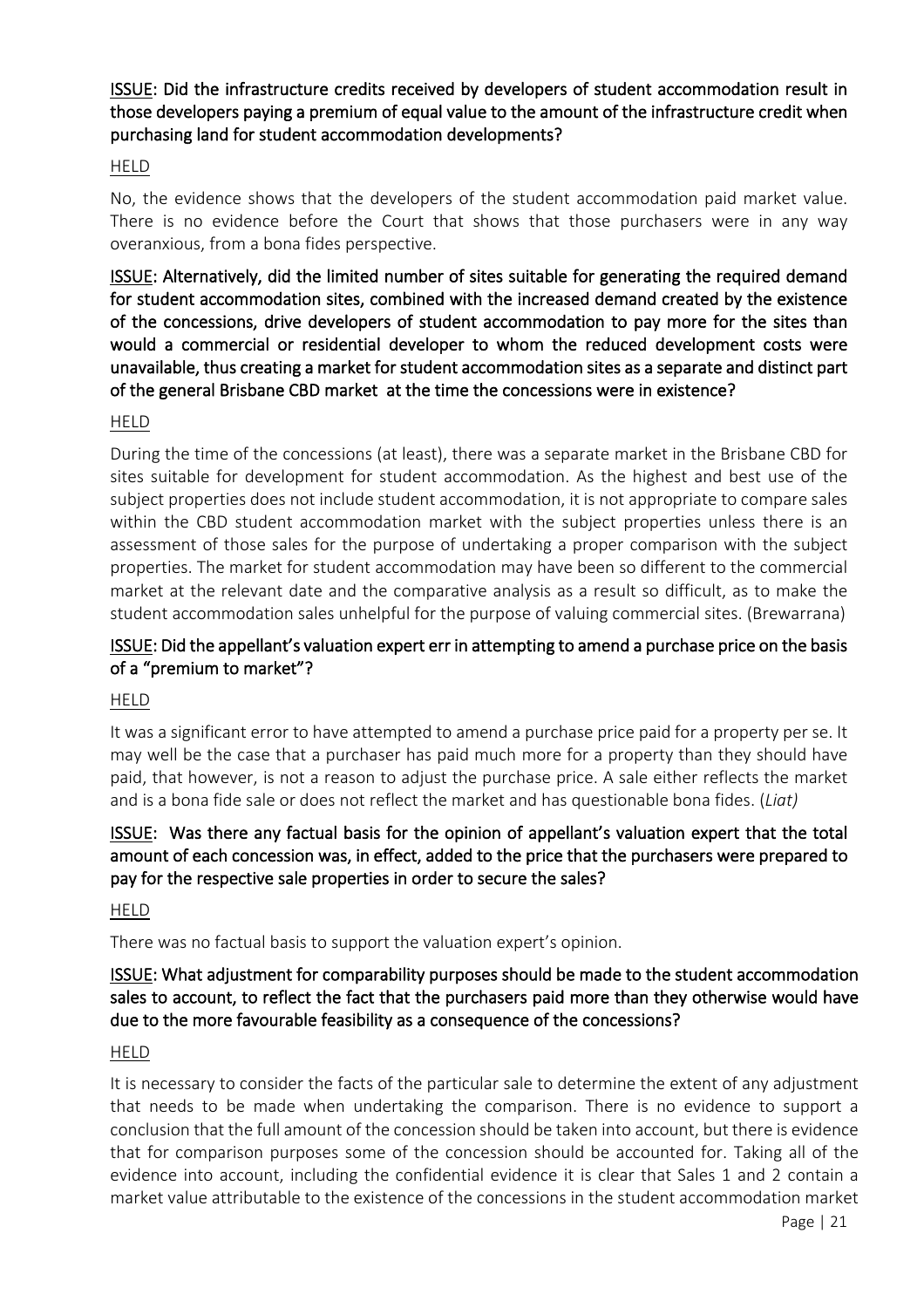**<u>ISSUE</u>: Did the infrastructure credits received by developers of student accommodation result in those developers paying a premium of equal value to the amount of the infrastructure credit when purchasing land for student accommodation developments?**

<u>HELD</u>

No, the evidence shows that the developers of the student accommodation paid market value. There is no evidence before the Court that shows that those purchasers were in any way overanxious, from a bona fides perspective.

**<u>ISSUE</u>: Alternatively, did the limited number of sites suitable for generating the required demand for student accommodation sites, combined with the increased demand created by the existence of the concessions, drive developers of student accommodation to pay more for the sites than would a commercial or residential developer to whom the reduced development costs were unavailable, thus creating a market for student accommodation sites as a separate and distinct part of the general Brisbane CBD market at the time the concessions were in existence?**

<u>HELD</u>

During the time of the concessions (at least), there was a separate market in the Brisbane CBD for sites suitable for development for student accommodation. As the highest and best use of the subject properties does not include student accommodation, it is not appropriate to compare sales within the CBD student accommodation market with the subject properties unless there is an assessment of those sales for the purpose of undertaking a proper comparison with the subject properties. The market for student accommodation may have been so different to the commercial market at the relevant date and the comparative analysis as a result so difficult, as to make the student accommodation sales unhelpful for the purpose of valuing commercial sites. (Brewarrana)

**<u>ISSUE</u>: Did the appellant's valuation expert err in attempting to amend a purchase price on the basis of a "premium to market"?**

<u>HELD</u>

It was a significant error to have attempted to amend a purchase price paid for a property per se. It may well be the case that a purchaser has paid much more for a property than they should have paid, that however, is not a reason to adjust the purchase price. A sale either reflects the market and is a bona fide sale or does not reflect the market and has questionable bona fides. (*Liat)*

**<u>ISSUE</u>: Was there any factual basis for the opinion of appellant's valuation expert that the total amount of each concession was, in effect, added to the price that the purchasers were prepared to pay for the respective sale properties in order to secure the sales?**

<u>HELD</u>

There was no factual basis to support the valuation expert's opinion.

**<u>ISSUE</u>: What adjustment for comparability purposes should be made to the student accommodation sales to account, to reflect the fact that the purchasers paid more than they otherwise would have due to the more favourable feasibility as a consequence of the concessions?**

<u>HELD</u>

It is necessary to consider the facts of the particular sale to determine the extent of any adjustment that needs to be made when undertaking the comparison. There is no evidence to support a conclusion that the full amount of the concession should be taken into account, but there is evidence that for comparison purposes some of the concession should be accounted for. Taking all of the evidence into account, including the confidential evidence it is clear that Sales 1 and 2 contain a market value attributable to the existence of the concessions in the student accommodation market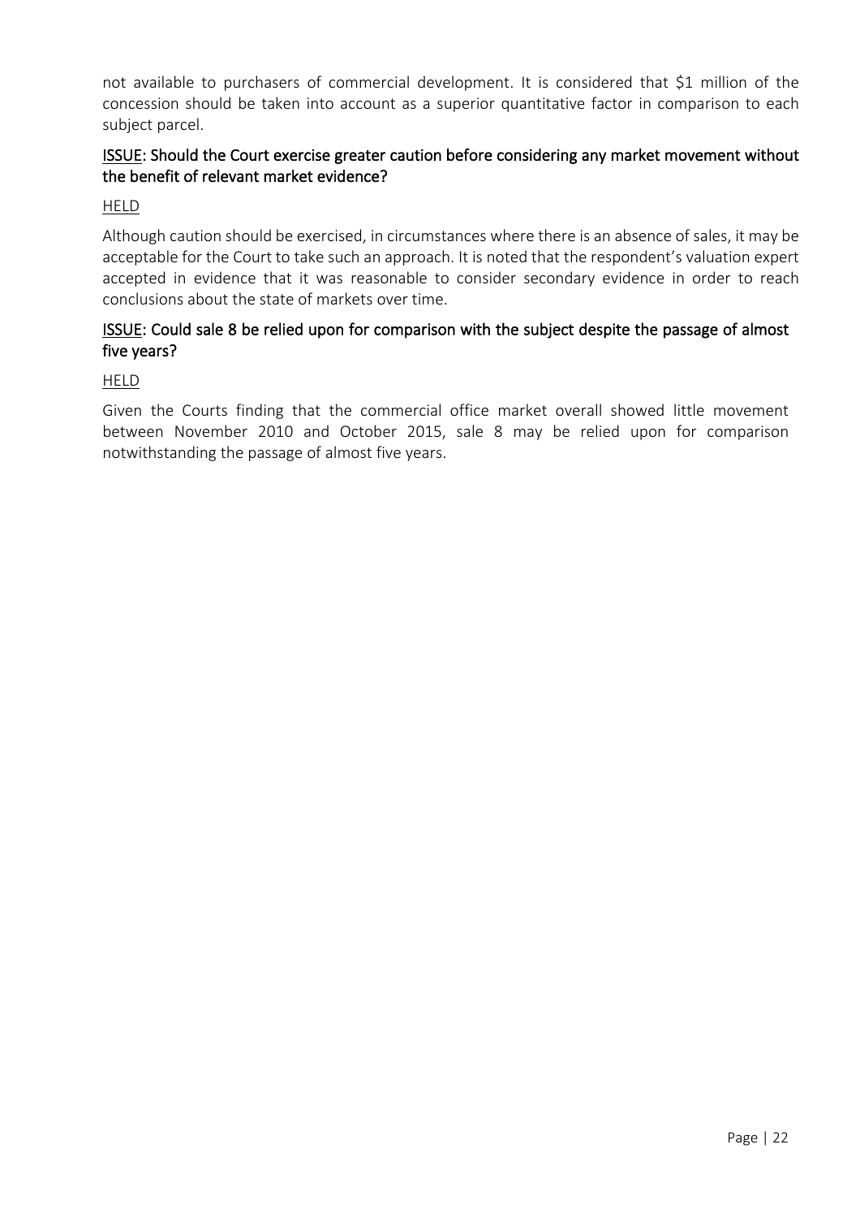not available to purchasers of commercial development. It is considered that $1 million of the concession should be taken into account as a superior quantitative factor in comparison to each subject parcel.

**ISSUE: Should the Court exercise greater caution before considering any market movement without the benefit of relevant market evidence?**

HELD

Although caution should be exercised, in circumstances where there is an absence of sales, it may be acceptable for the Court to take such an approach. It is noted that the respondent's valuation expert accepted in evidence that it was reasonable to consider secondary evidence in order to reach conclusions about the state of markets over time.

**ISSUE: Could sale 8 be relied upon for comparison with the subject despite the passage of almost five years?**

HELD

Given the Courts finding that the commercial office market overall showed little movement between November 2010 and October 2015, sale 8 may be relied upon for comparison notwithstanding the passage of almost five years.